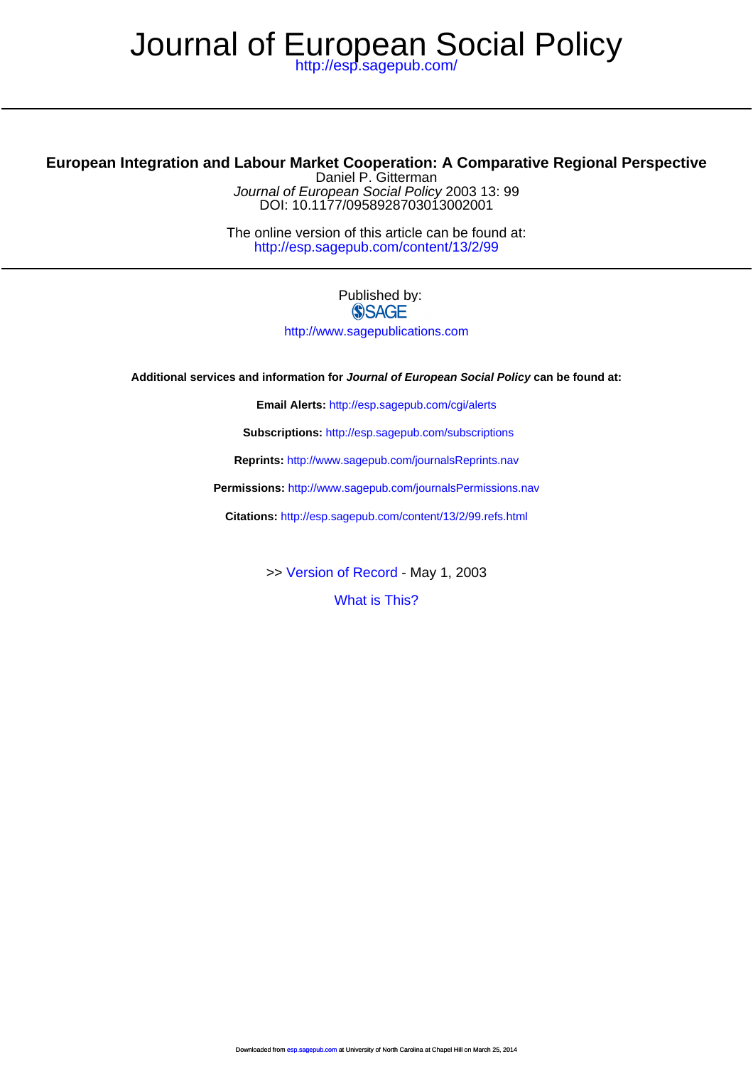# Journal of European Social Policy

http://esp.sagepub.com/

## European Integration and Labour Market Cooperation: A Comparative Regional Perspective

Daniel P. Gitterman

*Journal of European Social Policy* 2003 13: 99

DOI: 10.1177/0958928703013002001

The online version of this article can be found at:

http://esp.sagepub.com/content/13/2/99

Published by:

SAGE

http://www.sagepublications.com

**Additional services and information for *Journal of European Social Policy* can be found at:**

**Email Alerts:** http://esp.sagepub.com/cgi/alerts

**Subscriptions:** http://esp.sagepub.com/subscriptions

**Reprints:** http://www.sagepub.com/journalsReprints.nav

**Permissions:** http://www.sagepub.com/journalsPermissions.nav

**Citations:** http://esp.sagepub.com/content/13/2/99.refs.html

>> Version of Record - May 1, 2003

What is This?

Downloaded from esp.sagepub.com at University of North Carolina at Chapel Hill on March 25, 2014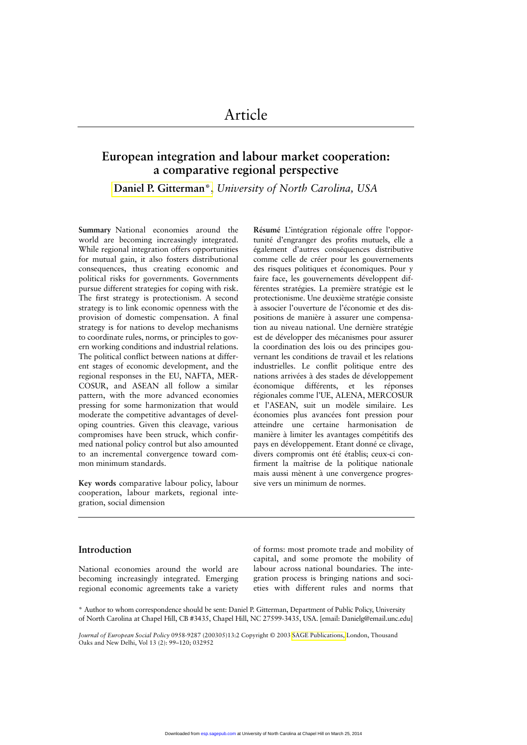Article

# European integration and labour market cooperation: a comparative regional perspective

**Daniel P. Gitterman***, *University of North Carolina, USA*

**Summary** National economies around the world are becoming increasingly integrated. While regional integration offers opportunities for mutual gain, it also fosters distributional consequences, thus creating economic and political risks for governments. Governments pursue different strategies for coping with risk. The first strategy is protectionism. A second strategy is to link economic openness with the provision of domestic compensation. A final strategy is for nations to develop mechanisms to coordinate rules, norms, or principles to govern working conditions and industrial relations. The political conflict between nations at different stages of economic development, and the regional responses in the EU, NAFTA, MERCOSUR, and ASEAN all follow a similar pattern, with the more advanced economies pressing for some harmonization that would moderate the competitive advantages of developing countries. Given this cleavage, various compromises have been struck, which confirmed national policy control but also amounted to an incremental convergence toward common minimum standards.

**Key words** comparative labour policy, labour cooperation, labour markets, regional integration, social dimension

**Résumé** L'intégration régionale offre l'opportunité d'engranger des profits mutuels, elle a également d'autres conséquences distributive comme celle de créer pour les gouvernements des risques politiques et économiques. Pour y faire face, les gouvernements développent différentes stratégies. La première stratégie est le protectionisme. Une deuxième stratégie consiste à associer l'ouverture de l'économie et des dispositions de manière à assurer une compensation au niveau national. Une dernière stratégie est de développer des mécanismes pour assurer la coordination des lois ou des principes gouvernant les conditions de travail et les relations industrielles. Le conflit politique entre des nations arrivées à des stades de développement économique différents, et les réponses régionales comme l'UE, ALENA, MERCOSUR et l'ASEAN, suit un modèle similaire. Les économies plus avancées font pression pour atteindre une certaine harmonisation de manière à limiter les avantages compétitifs des pays en développement. Etant donné ce clivage, divers compromis ont été établis; ceux-ci confirment la maîtrise de la politique nationale mais aussi mènent à une convergence progressive vers un minimum de normes.

## Introduction

National economies around the world are becoming increasingly integrated. Emerging regional economic agreements take a variety of forms: most promote trade and mobility of capital, and some promote the mobility of labour across national boundaries. The integration process is bringing nations and societies with different rules and norms that

\* Author to whom correspondence should be sent: Daniel P. Gitterman, Department of Public Policy, University of North Carolina at Chapel Hill, CB #3435, Chapel Hill, NC 27599-3435, USA. [email: Danielg@email.unc.edu]

*Journal of European Social Policy* 0958-9287 (200305)13:2 Copyright © 2003 SAGE Publications, London, Thousand Oaks and New Delhi, Vol 13 (2): 99–120; 032952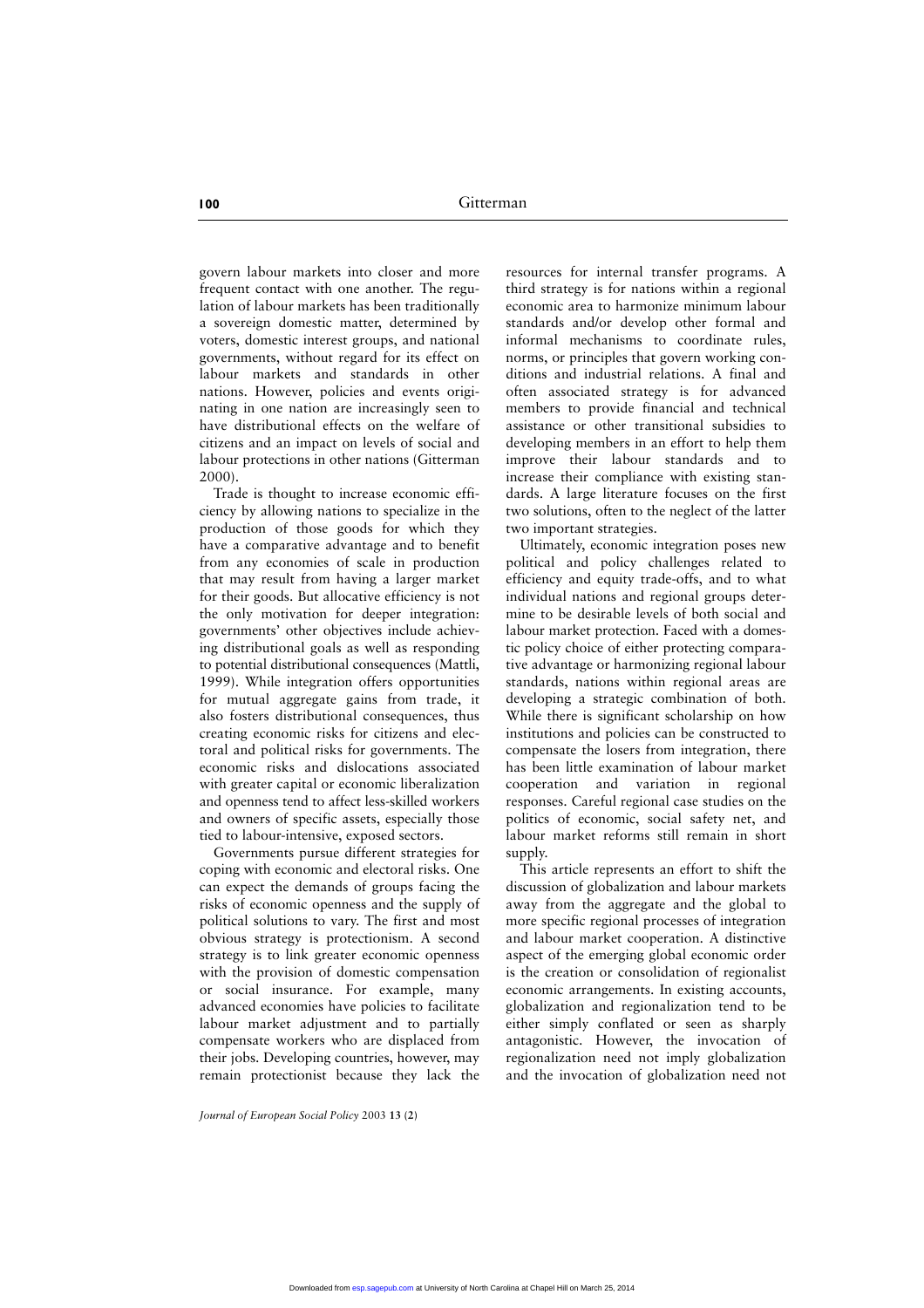govern labour markets into closer and more frequent contact with one another. The regulation of labour markets has been traditionally a sovereign domestic matter, determined by voters, domestic interest groups, and national governments, without regard for its effect on labour markets and standards in other nations. However, policies and events originating in one nation are increasingly seen to have distributional effects on the welfare of citizens and an impact on levels of social and labour protections in other nations (Gitterman 2000).

Trade is thought to increase economic efficiency by allowing nations to specialize in the production of those goods for which they have a comparative advantage and to benefit from any economies of scale in production that may result from having a larger market for their goods. But allocative efficiency is not the only motivation for deeper integration: governments' other objectives include achieving distributional goals as well as responding to potential distributional consequences (Mattli, 1999). While integration offers opportunities for mutual aggregate gains from trade, it also fosters distributional consequences, thus creating economic risks for citizens and electoral and political risks for governments. The economic risks and dislocations associated with greater capital or economic liberalization and openness tend to affect less-skilled workers and owners of specific assets, especially those tied to labour-intensive, exposed sectors.

Governments pursue different strategies for coping with economic and electoral risks. One can expect the demands of groups facing the risks of economic openness and the supply of political solutions to vary. The first and most obvious strategy is protectionism. A second strategy is to link greater economic openness with the provision of domestic compensation or social insurance. For example, many advanced economies have policies to facilitate labour market adjustment and to partially compensate workers who are displaced from their jobs. Developing countries, however, may remain protectionist because they lack the resources for internal transfer programs. A third strategy is for nations within a regional economic area to harmonize minimum labour standards and/or develop other formal and informal mechanisms to coordinate rules, norms, or principles that govern working conditions and industrial relations. A final and often associated strategy is for advanced members to provide financial and technical assistance or other transitional subsidies to developing members in an effort to help them improve their labour standards and to increase their compliance with existing standards. A large literature focuses on the first two solutions, often to the neglect of the latter two important strategies.

Ultimately, economic integration poses new political and policy challenges related to efficiency and equity trade-offs, and to what individual nations and regional groups determine to be desirable levels of both social and labour market protection. Faced with a domestic policy choice of either protecting comparative advantage or harmonizing regional labour standards, nations within regional areas are developing a strategic combination of both. While there is significant scholarship on how institutions and policies can be constructed to compensate the losers from integration, there has been little examination of labour market cooperation and variation in regional responses. Careful regional case studies on the politics of economic, social safety net, and labour market reforms still remain in short supply.

This article represents an effort to shift the discussion of globalization and labour markets away from the aggregate and the global to more specific regional processes of integration and labour market cooperation. A distinctive aspect of the emerging global economic order is the creation or consolidation of regionalist economic arrangements. In existing accounts, globalization and regionalization tend to be either simply conflated or seen as sharply antagonistic. However, the invocation of regionalization need not imply globalization and the invocation of globalization need not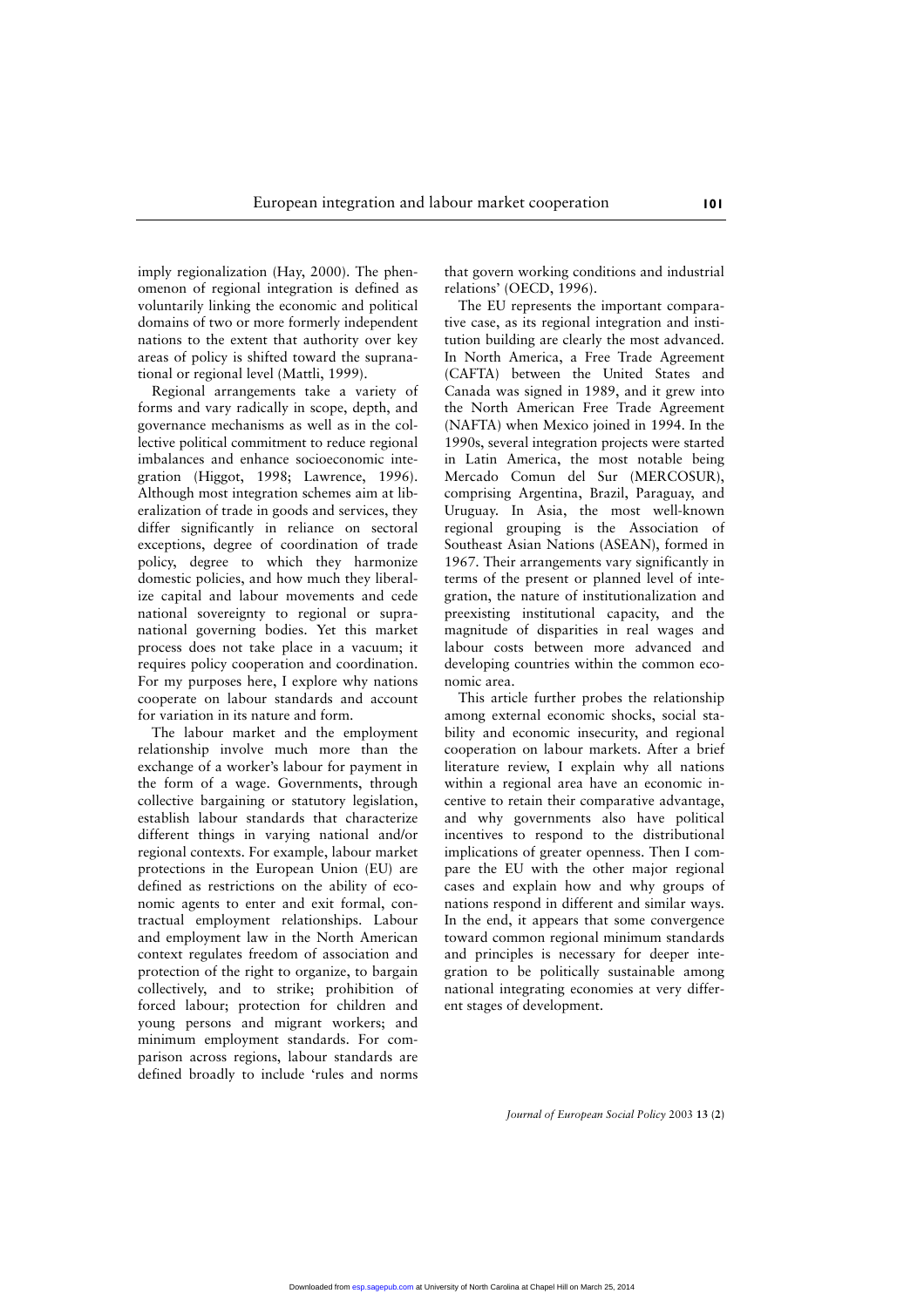imply regionalization (Hay, 2000). The phenomenon of regional integration is defined as voluntarily linking the economic and political domains of two or more formerly independent nations to the extent that authority over key areas of policy is shifted toward the supranational or regional level (Mattli, 1999).

Regional arrangements take a variety of forms and vary radically in scope, depth, and governance mechanisms as well as in the collective political commitment to reduce regional imbalances and enhance socioeconomic integration (Higgot, 1998; Lawrence, 1996). Although most integration schemes aim at liberalization of trade in goods and services, they differ significantly in reliance on sectoral exceptions, degree of coordination of trade policy, degree to which they harmonize domestic policies, and how much they liberalize capital and labour movements and cede national sovereignty to regional or supranational governing bodies. Yet this market process does not take place in a vacuum; it requires policy cooperation and coordination. For my purposes here, I explore why nations cooperate on labour standards and account for variation in its nature and form.

The labour market and the employment relationship involve much more than the exchange of a worker's labour for payment in the form of a wage. Governments, through collective bargaining or statutory legislation, establish labour standards that characterize different things in varying national and/or regional contexts. For example, labour market protections in the European Union (EU) are defined as restrictions on the ability of economic agents to enter and exit formal, contractual employment relationships. Labour and employment law in the North American context regulates freedom of association and protection of the right to organize, to bargain collectively, and to strike; prohibition of forced labour; protection for children and young persons and migrant workers; and minimum employment standards. For comparison across regions, labour standards are defined broadly to include 'rules and norms that govern working conditions and industrial relations' (OECD, 1996).

The EU represents the important comparative case, as its regional integration and institution building are clearly the most advanced. In North America, a Free Trade Agreement (CAFTA) between the United States and Canada was signed in 1989, and it grew into the North American Free Trade Agreement (NAFTA) when Mexico joined in 1994. In the 1990s, several integration projects were started in Latin America, the most notable being Mercado Comun del Sur (MERCOSUR), comprising Argentina, Brazil, Paraguay, and Uruguay. In Asia, the most well-known regional grouping is the Association of Southeast Asian Nations (ASEAN), formed in 1967. Their arrangements vary significantly in terms of the present or planned level of integration, the nature of institutionalization and preexisting institutional capacity, and the magnitude of disparities in real wages and labour costs between more advanced and developing countries within the common economic area.

This article further probes the relationship among external economic shocks, social stability and economic insecurity, and regional cooperation on labour markets. After a brief literature review, I explain why all nations within a regional area have an economic incentive to retain their comparative advantage, and why governments also have political incentives to respond to the distributional implications of greater openness. Then I compare the EU with the other major regional cases and explain how and why groups of nations respond in different and similar ways. In the end, it appears that some convergence toward common regional minimum standards and principles is necessary for deeper integration to be politically sustainable among national integrating economies at very different stages of development.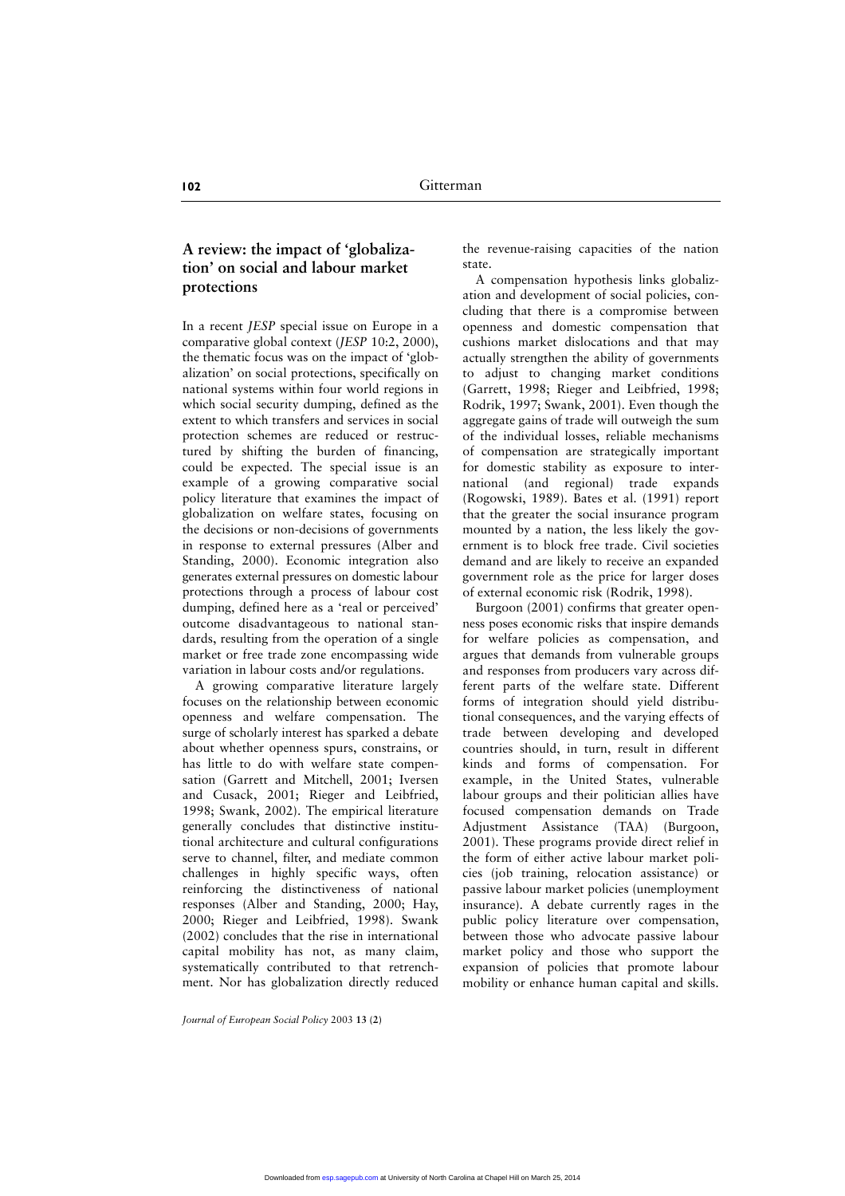## A review: the impact of 'globalization' on social and labour market protections

In a recent *JESP* special issue on Europe in a comparative global context (*JESP* 10:2, 2000), the thematic focus was on the impact of 'globalization' on social protections, specifically on national systems within four world regions in which social security dumping, defined as the extent to which transfers and services in social protection schemes are reduced or restructured by shifting the burden of financing, could be expected. The special issue is an example of a growing comparative social policy literature that examines the impact of globalization on welfare states, focusing on the decisions or non-decisions of governments in response to external pressures (Alber and Standing, 2000). Economic integration also generates external pressures on domestic labour protections through a process of labour cost dumping, defined here as a 'real or perceived' outcome disadvantageous to national standards, resulting from the operation of a single market or free trade zone encompassing wide variation in labour costs and/or regulations.

A growing comparative literature largely focuses on the relationship between economic openness and welfare compensation. The surge of scholarly interest has sparked a debate about whether openness spurs, constrains, or has little to do with welfare state compensation (Garrett and Mitchell, 2001; Iversen and Cusack, 2001; Rieger and Leibfried, 1998; Swank, 2002). The empirical literature generally concludes that distinctive institutional architecture and cultural configurations serve to channel, filter, and mediate common challenges in highly specific ways, often reinforcing the distinctiveness of national responses (Alber and Standing, 2000; Hay, 2000; Rieger and Leibfried, 1998). Swank (2002) concludes that the rise in international capital mobility has not, as many claim, systematically contributed to that retrenchment. Nor has globalization directly reduced the revenue-raising capacities of the nation state.

A compensation hypothesis links globalization and development of social policies, concluding that there is a compromise between openness and domestic compensation that cushions market dislocations and that may actually strengthen the ability of governments to adjust to changing market conditions (Garrett, 1998; Rieger and Leibfried, 1998; Rodrik, 1997; Swank, 2001). Even though the aggregate gains of trade will outweigh the sum of the individual losses, reliable mechanisms of compensation are strategically important for domestic stability as exposure to international (and regional) trade expands (Rogowski, 1989). Bates et al. (1991) report that the greater the social insurance program mounted by a nation, the less likely the government is to block free trade. Civil societies demand and are likely to receive an expanded government role as the price for larger doses of external economic risk (Rodrik, 1998).

Burgoon (2001) confirms that greater openness poses economic risks that inspire demands for welfare policies as compensation, and argues that demands from vulnerable groups and responses from producers vary across different parts of the welfare state. Different forms of integration should yield distributional consequences, and the varying effects of trade between developing and developed countries should, in turn, result in different kinds and forms of compensation. For example, in the United States, vulnerable labour groups and their politician allies have focused compensation demands on Trade Adjustment Assistance (TAA) (Burgoon, 2001). These programs provide direct relief in the form of either active labour market policies (job training, relocation assistance) or passive labour market policies (unemployment insurance). A debate currently rages in the public policy literature over compensation, between those who advocate passive labour market policy and those who support the expansion of policies that promote labour mobility or enhance human capital and skills.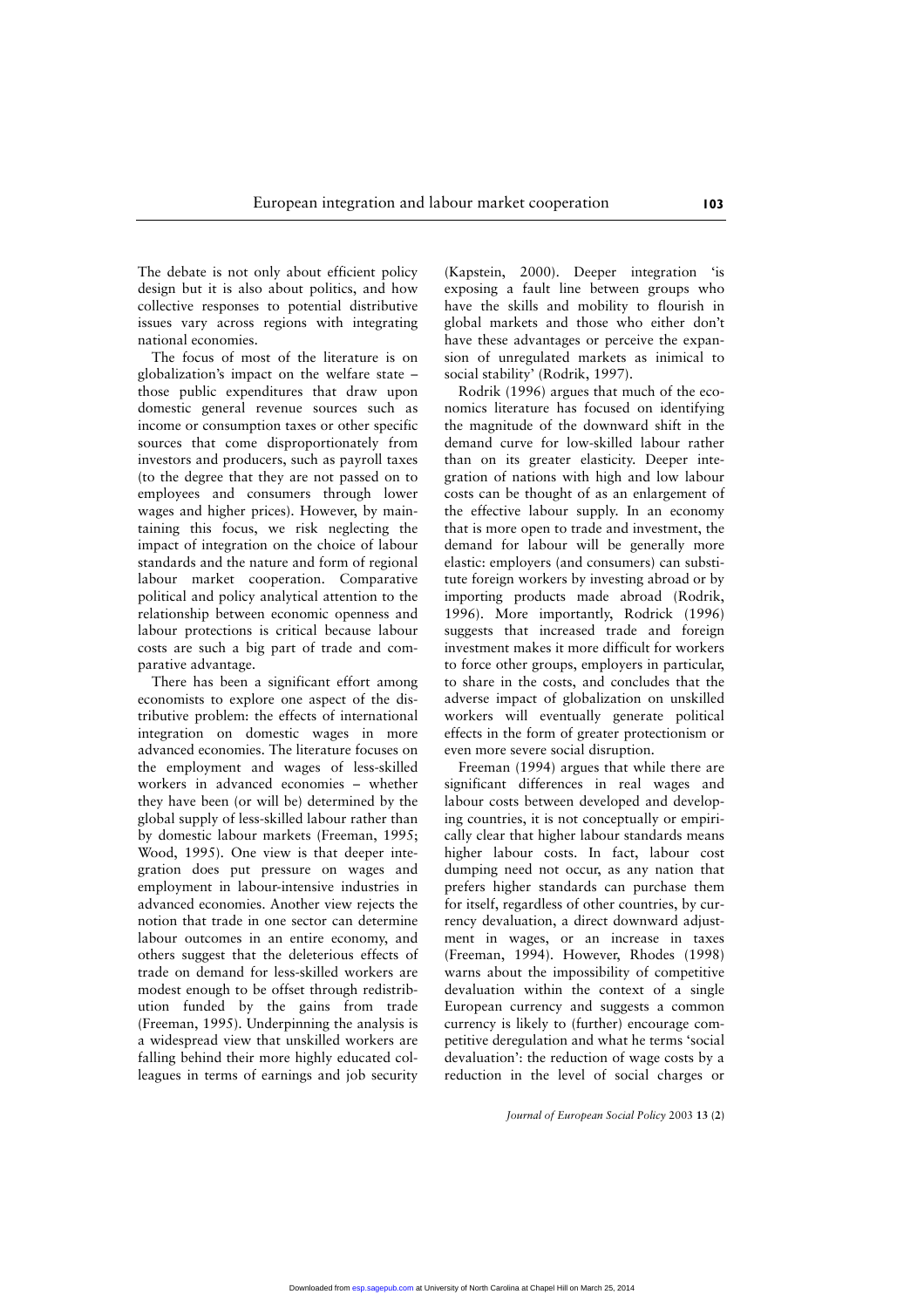The debate is not only about efficient policy design but it is also about politics, and how collective responses to potential distributive issues vary across regions with integrating national economies.

The focus of most of the literature is on globalization's impact on the welfare state – those public expenditures that draw upon domestic general revenue sources such as income or consumption taxes or other specific sources that come disproportionately from investors and producers, such as payroll taxes (to the degree that they are not passed on to employees and consumers through lower wages and higher prices). However, by maintaining this focus, we risk neglecting the impact of integration on the choice of labour standards and the nature and form of regional labour market cooperation. Comparative political and policy analytical attention to the relationship between economic openness and labour protections is critical because labour costs are such a big part of trade and comparative advantage.

There has been a significant effort among economists to explore one aspect of the distributive problem: the effects of international integration on domestic wages in more advanced economies. The literature focuses on the employment and wages of less-skilled workers in advanced economies – whether they have been (or will be) determined by the global supply of less-skilled labour rather than by domestic labour markets (Freeman, 1995; Wood, 1995). One view is that deeper integration does put pressure on wages and employment in labour-intensive industries in advanced economies. Another view rejects the notion that trade in one sector can determine labour outcomes in an entire economy, and others suggest that the deleterious effects of trade on demand for less-skilled workers are modest enough to be offset through redistribution funded by the gains from trade (Freeman, 1995). Underpinning the analysis is a widespread view that unskilled workers are falling behind their more highly educated colleagues in terms of earnings and job security (Kapstein, 2000). Deeper integration 'is exposing a fault line between groups who have the skills and mobility to flourish in global markets and those who either don't have these advantages or perceive the expansion of unregulated markets as inimical to social stability' (Rodrik, 1997).

Rodrik (1996) argues that much of the economics literature has focused on identifying the magnitude of the downward shift in the demand curve for low-skilled labour rather than on its greater elasticity. Deeper integration of nations with high and low labour costs can be thought of as an enlargement of the effective labour supply. In an economy that is more open to trade and investment, the demand for labour will be generally more elastic: employers (and consumers) can substitute foreign workers by investing abroad or by importing products made abroad (Rodrik, 1996). More importantly, Rodrick (1996) suggests that increased trade and foreign investment makes it more difficult for workers to force other groups, employers in particular, to share in the costs, and concludes that the adverse impact of globalization on unskilled workers will eventually generate political effects in the form of greater protectionism or even more severe social disruption.

Freeman (1994) argues that while there are significant differences in real wages and labour costs between developed and developing countries, it is not conceptually or empirically clear that higher labour standards means higher labour costs. In fact, labour cost dumping need not occur, as any nation that prefers higher standards can purchase them for itself, regardless of other countries, by currency devaluation, a direct downward adjustment in wages, or an increase in taxes (Freeman, 1994). However, Rhodes (1998) warns about the impossibility of competitive devaluation within the context of a single European currency and suggests a common currency is likely to (further) encourage competitive deregulation and what he terms 'social devaluation': the reduction of wage costs by a reduction in the level of social charges or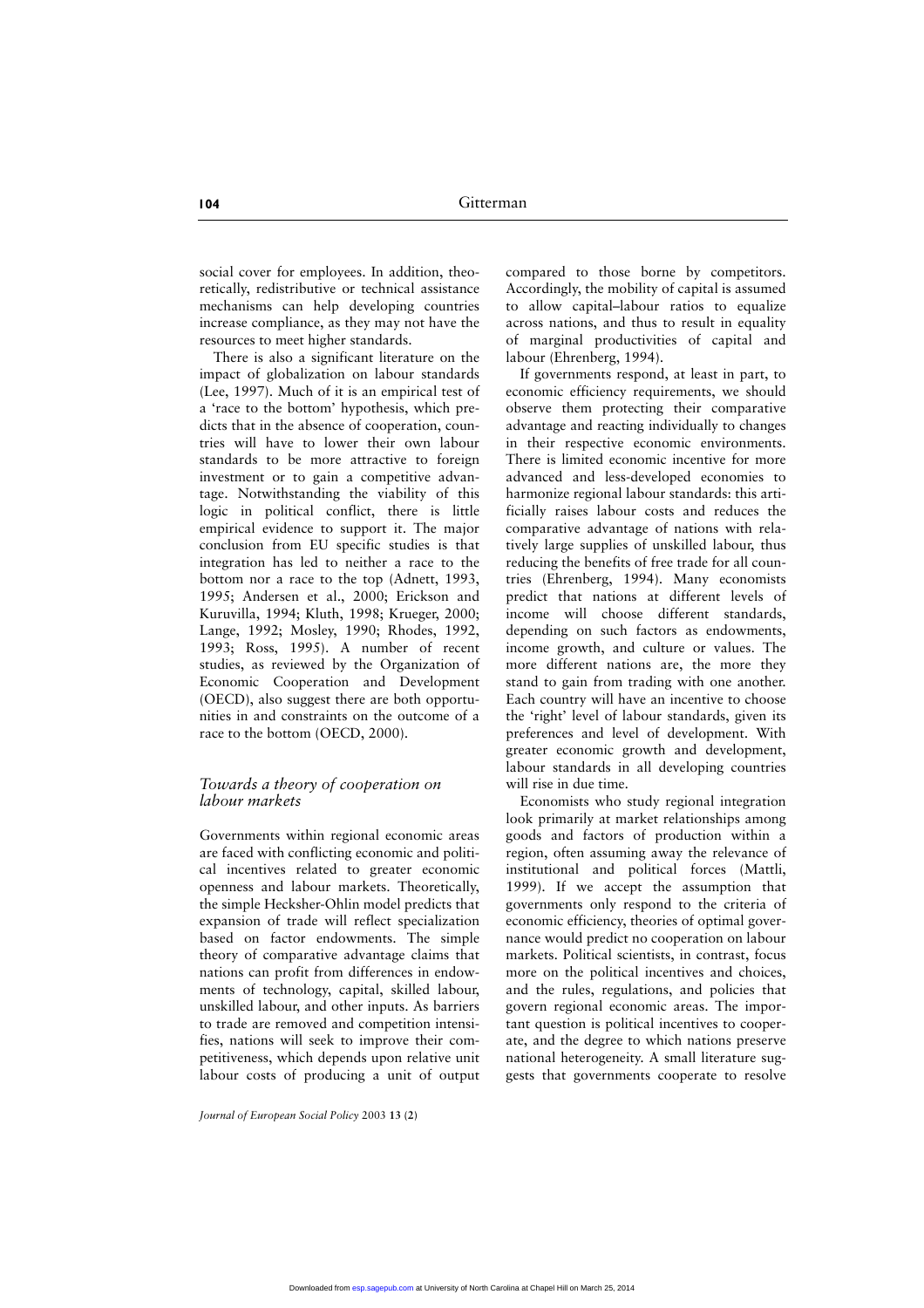social cover for employees. In addition, theoretically, redistributive or technical assistance mechanisms can help developing countries increase compliance, as they may not have the resources to meet higher standards.

There is also a significant literature on the impact of globalization on labour standards (Lee, 1997). Much of it is an empirical test of a 'race to the bottom' hypothesis, which predicts that in the absence of cooperation, countries will have to lower their own labour standards to be more attractive to foreign investment or to gain a competitive advantage. Notwithstanding the viability of this logic in political conflict, there is little empirical evidence to support it. The major conclusion from EU specific studies is that integration has led to neither a race to the bottom nor a race to the top (Adnett, 1993, 1995; Andersen et al., 2000; Erickson and Kuruvilla, 1994; Kluth, 1998; Krueger, 2000; Lange, 1992; Mosley, 1990; Rhodes, 1992, 1993; Ross, 1995). A number of recent studies, as reviewed by the Organization of Economic Cooperation and Development (OECD), also suggest there are both opportunities in and constraints on the outcome of a race to the bottom (OECD, 2000).

## *Towards a theory of cooperation on labour markets*

Governments within regional economic areas are faced with conflicting economic and political incentives related to greater economic openness and labour markets. Theoretically, the simple Hecksher-Ohlin model predicts that expansion of trade will reflect specialization based on factor endowments. The simple theory of comparative advantage claims that nations can profit from differences in endowments of technology, capital, skilled labour, unskilled labour, and other inputs. As barriers to trade are removed and competition intensifies, nations will seek to improve their competitiveness, which depends upon relative unit labour costs of producing a unit of output compared to those borne by competitors. Accordingly, the mobility of capital is assumed to allow capital–labour ratios to equalize across nations, and thus to result in equality of marginal productivities of capital and labour (Ehrenberg, 1994).

If governments respond, at least in part, to economic efficiency requirements, we should observe them protecting their comparative advantage and reacting individually to changes in their respective economic environments. There is limited economic incentive for more advanced and less-developed economies to harmonize regional labour standards: this artificially raises labour costs and reduces the comparative advantage of nations with relatively large supplies of unskilled labour, thus reducing the benefits of free trade for all countries (Ehrenberg, 1994). Many economists predict that nations at different levels of income will choose different standards, depending on such factors as endowments, income growth, and culture or values. The more different nations are, the more they stand to gain from trading with one another. Each country will have an incentive to choose the 'right' level of labour standards, given its preferences and level of development. With greater economic growth and development, labour standards in all developing countries will rise in due time.

Economists who study regional integration look primarily at market relationships among goods and factors of production within a region, often assuming away the relevance of institutional and political forces (Mattli, 1999). If we accept the assumption that governments only respond to the criteria of economic efficiency, theories of optimal governance would predict no cooperation on labour markets. Political scientists, in contrast, focus more on the political incentives and choices, and the rules, regulations, and policies that govern regional economic areas. The important question is political incentives to cooperate, and the degree to which nations preserve national heterogeneity. A small literature suggests that governments cooperate to resolve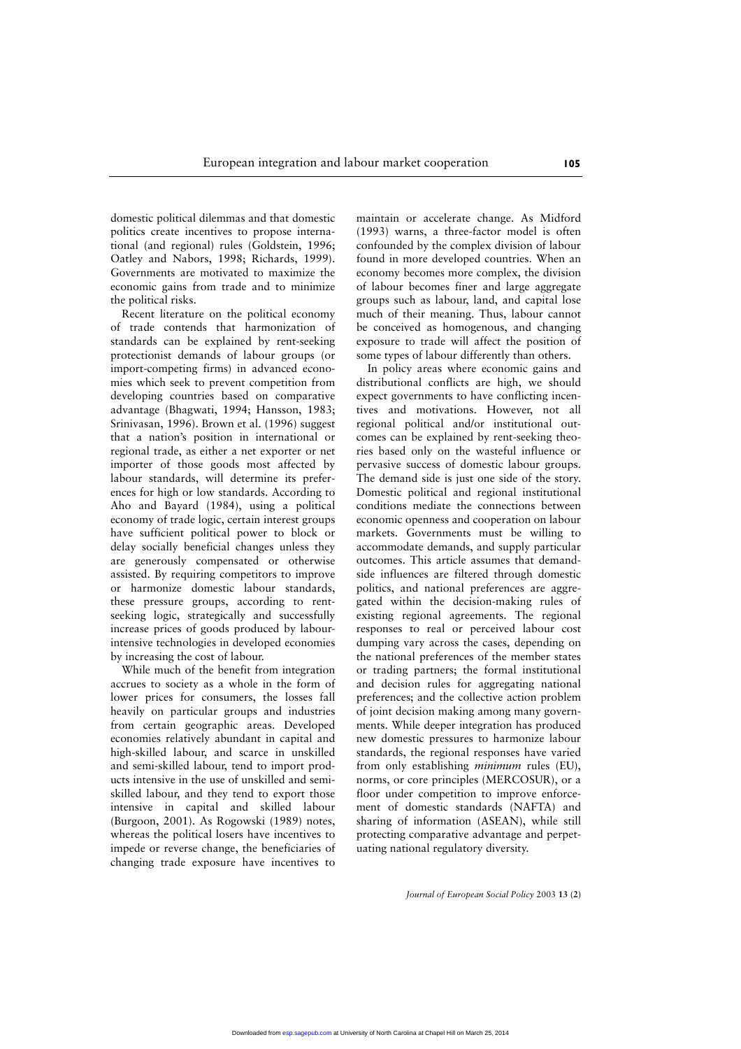domestic political dilemmas and that domestic politics create incentives to propose international (and regional) rules (Goldstein, 1996; Oatley and Nabors, 1998; Richards, 1999). Governments are motivated to maximize the economic gains from trade and to minimize the political risks.

Recent literature on the political economy of trade contends that harmonization of standards can be explained by rent-seeking protectionist demands of labour groups (or import-competing firms) in advanced economies which seek to prevent competition from developing countries based on comparative advantage (Bhagwati, 1994; Hansson, 1983; Srinivasan, 1996). Brown et al. (1996) suggest that a nation's position in international or regional trade, as either a net exporter or net importer of those goods most affected by labour standards, will determine its preferences for high or low standards. According to Aho and Bayard (1984), using a political economy of trade logic, certain interest groups have sufficient political power to block or delay socially beneficial changes unless they are generously compensated or otherwise assisted. By requiring competitors to improve or harmonize domestic labour standards, these pressure groups, according to rent-seeking logic, strategically and successfully increase prices of goods produced by labour-intensive technologies in developed economies by increasing the cost of labour.

While much of the benefit from integration accrues to society as a whole in the form of lower prices for consumers, the losses fall heavily on particular groups and industries from certain geographic areas. Developed economies relatively abundant in capital and high-skilled labour, and scarce in unskilled and semi-skilled labour, tend to import products intensive in the use of unskilled and semi-skilled labour, and they tend to export those intensive in capital and skilled labour (Burgoon, 2001). As Rogowski (1989) notes, whereas the political losers have incentives to impede or reverse change, the beneficiaries of changing trade exposure have incentives to maintain or accelerate change. As Midford (1993) warns, a three-factor model is often confounded by the complex division of labour found in more developed countries. When an economy becomes more complex, the division of labour becomes finer and large aggregate groups such as labour, land, and capital lose much of their meaning. Thus, labour cannot be conceived as homogenous, and changing exposure to trade will affect the position of some types of labour differently than others.

In policy areas where economic gains and distributional conflicts are high, we should expect governments to have conflicting incentives and motivations. However, not all regional political and/or institutional outcomes can be explained by rent-seeking theories based only on the wasteful influence or pervasive success of domestic labour groups. The demand side is just one side of the story. Domestic political and regional institutional conditions mediate the connections between economic openness and cooperation on labour markets. Governments must be willing to accommodate demands, and supply particular outcomes. This article assumes that demand-side influences are filtered through domestic politics, and national preferences are aggregated within the decision-making rules of existing regional agreements. The regional responses to real or perceived labour cost dumping vary across the cases, depending on the national preferences of the member states or trading partners; the formal institutional and decision rules for aggregating national preferences; and the collective action problem of joint decision making among many governments. While deeper integration has produced new domestic pressures to harmonize labour standards, the regional responses have varied from only establishing *minimum* rules (EU), norms, or core principles (MERCOSUR), or a floor under competition to improve enforcement of domestic standards (NAFTA) and sharing of information (ASEAN), while still protecting comparative advantage and perpetuating national regulatory diversity.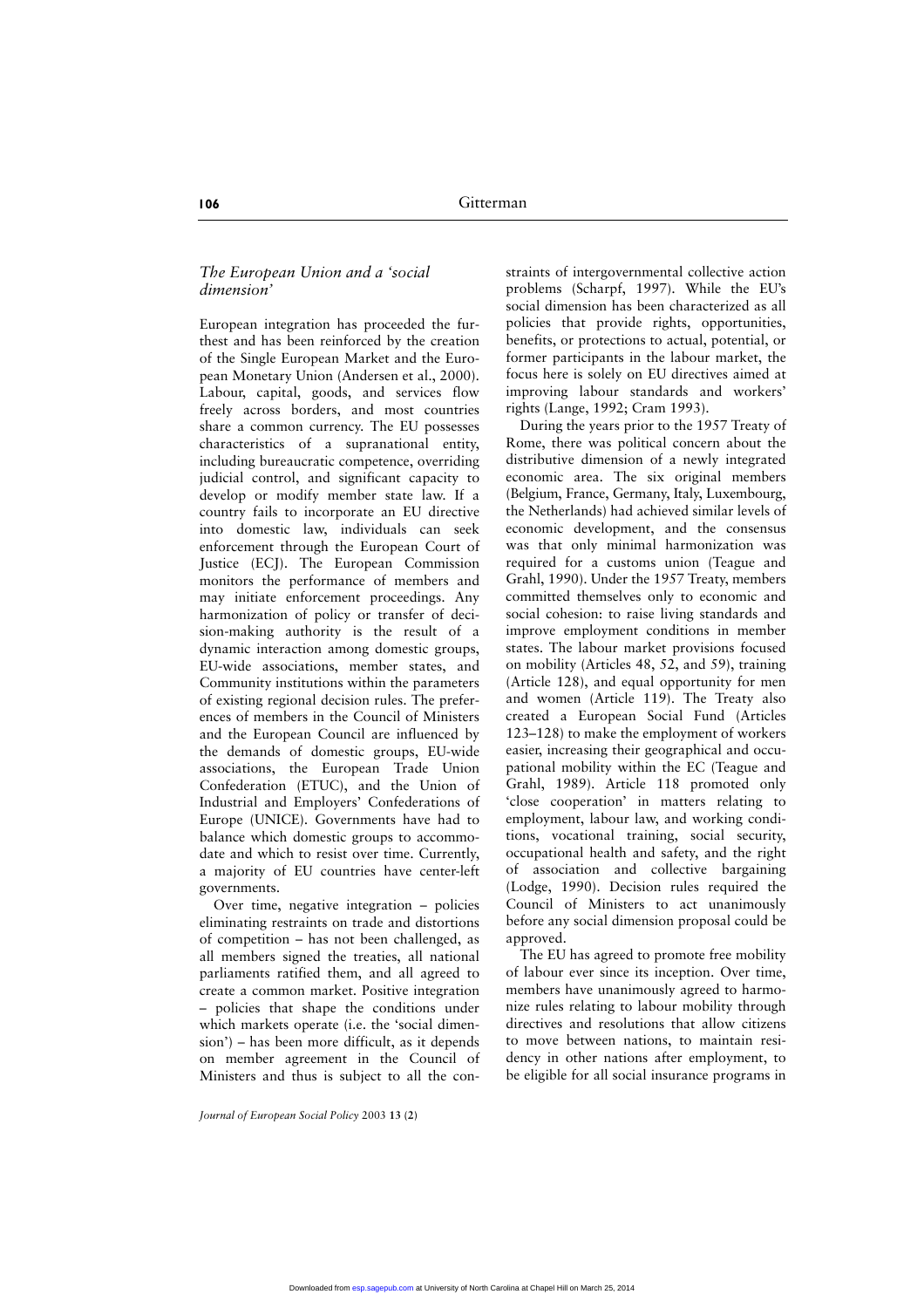## *The European Union and a 'social dimension'*

European integration has proceeded the furthest and has been reinforced by the creation of the Single European Market and the European Monetary Union (Andersen et al., 2000). Labour, capital, goods, and services flow freely across borders, and most countries share a common currency. The EU possesses characteristics of a supranational entity, including bureaucratic competence, overriding judicial control, and significant capacity to develop or modify member state law. If a country fails to incorporate an EU directive into domestic law, individuals can seek enforcement through the European Court of Justice (ECJ). The European Commission monitors the performance of members and may initiate enforcement proceedings. Any harmonization of policy or transfer of decision-making authority is the result of a dynamic interaction among domestic groups, EU-wide associations, member states, and Community institutions within the parameters of existing regional decision rules. The preferences of members in the Council of Ministers and the European Council are influenced by the demands of domestic groups, EU-wide associations, the European Trade Union Confederation (ETUC), and the Union of Industrial and Employers' Confederations of Europe (UNICE). Governments have had to balance which domestic groups to accommodate and which to resist over time. Currently, a majority of EU countries have center-left governments.

Over time, negative integration – policies eliminating restraints on trade and distortions of competition – has not been challenged, as all members signed the treaties, all national parliaments ratified them, and all agreed to create a common market. Positive integration – policies that shape the conditions under which markets operate (i.e. the 'social dimension') – has been more difficult, as it depends on member agreement in the Council of Ministers and thus is subject to all the constraints of intergovernmental collective action problems (Scharpf, 1997). While the EU's social dimension has been characterized as all policies that provide rights, opportunities, benefits, or protections to actual, potential, or former participants in the labour market, the focus here is solely on EU directives aimed at improving labour standards and workers' rights (Lange, 1992; Cram 1993).

During the years prior to the 1957 Treaty of Rome, there was political concern about the distributive dimension of a newly integrated economic area. The six original members (Belgium, France, Germany, Italy, Luxembourg, the Netherlands) had achieved similar levels of economic development, and the consensus was that only minimal harmonization was required for a customs union (Teague and Grahl, 1990). Under the 1957 Treaty, members committed themselves only to economic and social cohesion: to raise living standards and improve employment conditions in member states. The labour market provisions focused on mobility (Articles 48, 52, and 59), training (Article 128), and equal opportunity for men and women (Article 119). The Treaty also created a European Social Fund (Articles 123–128) to make the employment of workers easier, increasing their geographical and occupational mobility within the EC (Teague and Grahl, 1989). Article 118 promoted only 'close cooperation' in matters relating to employment, labour law, and working conditions, vocational training, social security, occupational health and safety, and the right of association and collective bargaining (Lodge, 1990). Decision rules required the Council of Ministers to act unanimously before any social dimension proposal could be approved.

The EU has agreed to promote free mobility of labour ever since its inception. Over time, members have unanimously agreed to harmonize rules relating to labour mobility through directives and resolutions that allow citizens to move between nations, to maintain residency in other nations after employment, to be eligible for all social insurance programs in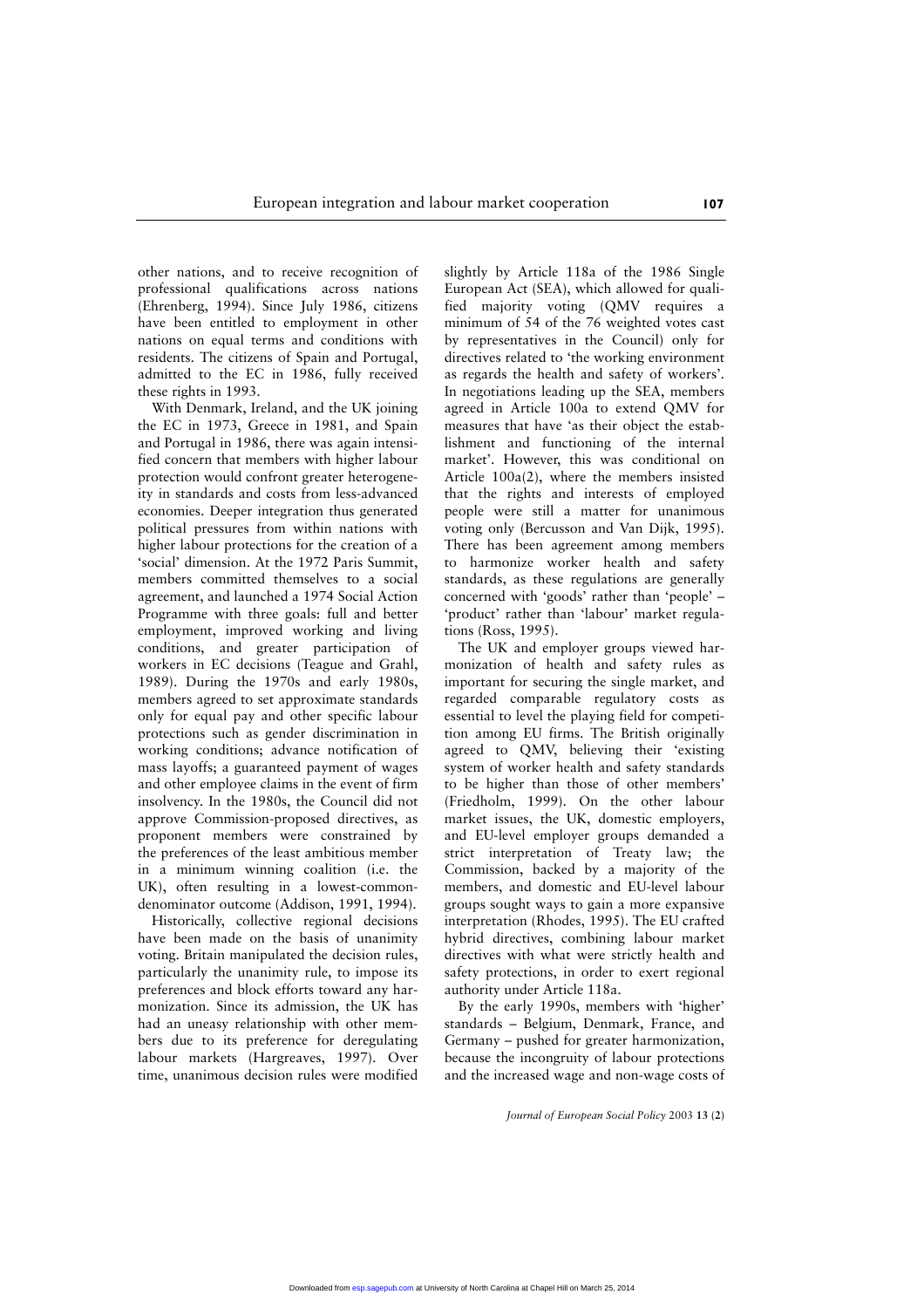other nations, and to receive recognition of professional qualifications across nations (Ehrenberg, 1994). Since July 1986, citizens have been entitled to employment in other nations on equal terms and conditions with residents. The citizens of Spain and Portugal, admitted to the EC in 1986, fully received these rights in 1993.

With Denmark, Ireland, and the UK joining the EC in 1973, Greece in 1981, and Spain and Portugal in 1986, there was again intensified concern that members with higher labour protection would confront greater heterogeneity in standards and costs from less-advanced economies. Deeper integration thus generated political pressures from within nations with higher labour protections for the creation of a 'social' dimension. At the 1972 Paris Summit, members committed themselves to a social agreement, and launched a 1974 Social Action Programme with three goals: full and better employment, improved working and living conditions, and greater participation of workers in EC decisions (Teague and Grahl, 1989). During the 1970s and early 1980s, members agreed to set approximate standards only for equal pay and other specific labour protections such as gender discrimination in working conditions; advance notification of mass layoffs; a guaranteed payment of wages and other employee claims in the event of firm insolvency. In the 1980s, the Council did not approve Commission-proposed directives, as proponent members were constrained by the preferences of the least ambitious member in a minimum winning coalition (i.e. the UK), often resulting in a lowest-common-denominator outcome (Addison, 1991, 1994).

Historically, collective regional decisions have been made on the basis of unanimity voting. Britain manipulated the decision rules, particularly the unanimity rule, to impose its preferences and block efforts toward any harmonization. Since its admission, the UK has had an uneasy relationship with other members due to its preference for deregulating labour markets (Hargreaves, 1997). Over time, unanimous decision rules were modified slightly by Article 118a of the 1986 Single European Act (SEA), which allowed for qualified majority voting (QMV requires a minimum of 54 of the 76 weighted votes cast by representatives in the Council) only for directives related to 'the working environment as regards the health and safety of workers'. In negotiations leading up the SEA, members agreed in Article 100a to extend QMV for measures that have 'as their object the establishment and functioning of the internal market'. However, this was conditional on Article 100a(2), where the members insisted that the rights and interests of employed people were still a matter for unanimous voting only (Bercusson and Van Dijk, 1995). There has been agreement among members to harmonize worker health and safety standards, as these regulations are generally concerned with 'goods' rather than 'people' – 'product' rather than 'labour' market regulations (Ross, 1995).

The UK and employer groups viewed harmonization of health and safety rules as essential to level the playing field for competition among EU firms. The British originally agreed to QMV, believing their 'existing system of worker health and safety standards to be higher than those of other members' (Friedholm, 1999). On the other labour market issues, the UK, domestic employers, and EU-level employer groups demanded a strict interpretation of Treaty law; the Commission, backed by a majority of the members, and domestic and EU-level labour groups sought ways to gain a more expansive interpretation (Rhodes, 1995). The EU crafted hybrid directives, combining labour market directives with what were strictly health and safety protections, in order to exert regional authority under Article 118a.

By the early 1990s, members with 'higher' standards – Belgium, Denmark, France, and Germany – pushed for greater harmonization, because the incongruity of labour protections and the increased wage and non-wage costs of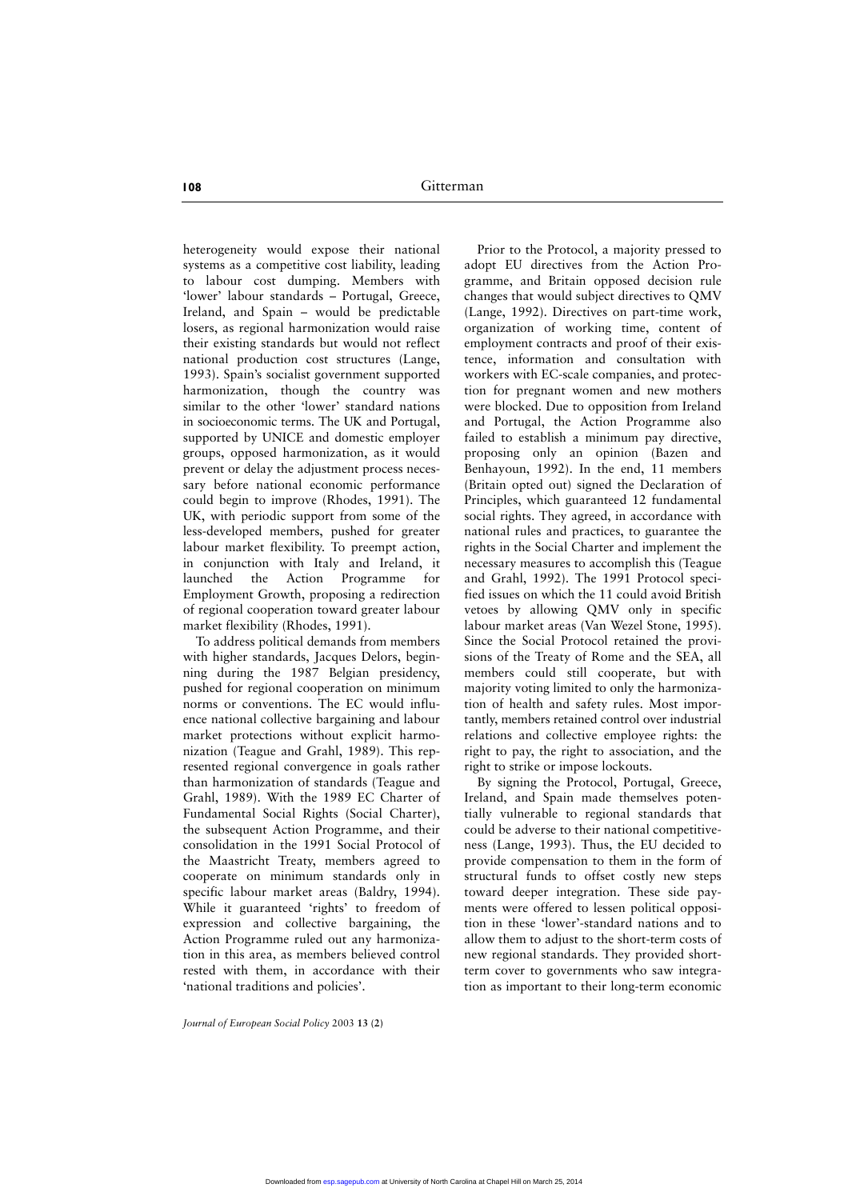heterogeneity would expose their national systems as a competitive cost liability, leading to labour cost dumping. Members with 'lower' labour standards – Portugal, Greece, Ireland, and Spain – would be predictable losers, as regional harmonization would raise their existing standards but would not reflect national production cost structures (Lange, 1993). Spain's socialist government supported harmonization, though the country was similar to the other 'lower' standard nations in socioeconomic terms. The UK and Portugal, supported by UNICE and domestic employer groups, opposed harmonization, as it would prevent or delay the adjustment process necessary before national economic performance could begin to improve (Rhodes, 1991). The UK, with periodic support from some of the less-developed members, pushed for greater labour market flexibility. To preempt action, in conjunction with Italy and Ireland, it launched the Action Programme for Employment Growth, proposing a redirection of regional cooperation toward greater labour market flexibility (Rhodes, 1991).

To address political demands from members with higher standards, Jacques Delors, beginning during the 1987 Belgian presidency, pushed for regional cooperation on minimum norms or conventions. The EC would influence national collective bargaining and labour market protections without explicit harmonization (Teague and Grahl, 1989). This represented regional convergence in goals rather than harmonization of standards (Teague and Grahl, 1989). With the 1989 EC Charter of Fundamental Social Rights (Social Charter), the subsequent Action Programme, and their consolidation in the 1991 Social Protocol of the Maastricht Treaty, members agreed to cooperate on minimum standards only in specific labour market areas (Baldry, 1994). While it guaranteed 'rights' to freedom of expression and collective bargaining, the Action Programme ruled out any harmonization in this area, as members believed control rested with them, in accordance with their 'national traditions and policies'.

Prior to the Protocol, a majority pressed to adopt EU directives from the Action Programme, and Britain opposed decision rule changes that would subject directives to QMV (Lange, 1992). Directives on part-time work, organization of working time, content of employment contracts and proof of their existence, information and consultation with workers with EC-scale companies, and protection for pregnant women and new mothers were blocked. Due to opposition from Ireland and Portugal, the Action Programme also failed to establish a minimum pay directive, proposing only an opinion (Bazen and Benhayoun, 1992). In the end, 11 members (Britain opted out) signed the Declaration of Principles, which guaranteed 12 fundamental social rights. They agreed, in accordance with national rules and practices, to guarantee the rights in the Social Charter and implement the necessary measures to accomplish this (Teague and Grahl, 1992). The 1991 Protocol specified issues on which the 11 could avoid British vetoes by allowing QMV only in specific labour market areas (Van Wezel Stone, 1995). Since the Social Protocol retained the provisions of the Treaty of Rome and the SEA, all members could still cooperate, but with majority voting limited to only the harmonization of health and safety rules. Most importantly, members retained control over industrial relations and collective employee rights: the right to pay, the right to association, and the right to strike or impose lockouts.

By signing the Protocol, Portugal, Greece, Ireland, and Spain made themselves potentially vulnerable to regional standards that could be adverse to their national competitiveness (Lange, 1993). Thus, the EU decided to provide compensation to them in the form of structural funds to offset costly new steps toward deeper integration. These side payments were offered to lessen political opposition in these 'lower'-standard nations and to allow them to adjust to the short-term costs of new regional standards. They provided short-term cover to governments who saw integration as important to their long-term economic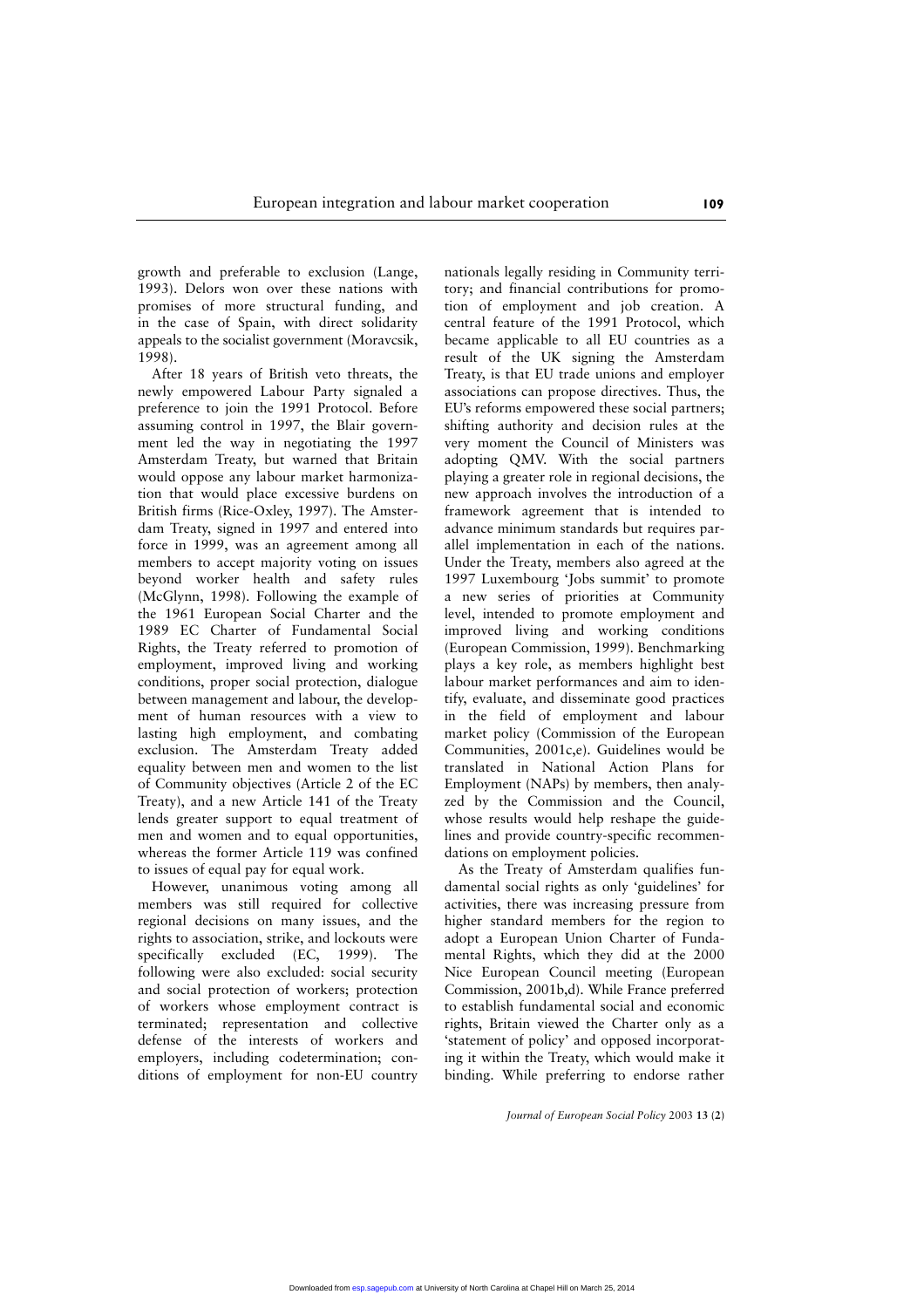growth and preferable to exclusion (Lange, 1993). Delors won over these nations with promises of more structural funding, and in the case of Spain, with direct solidarity appeals to the socialist government (Moravcsik, 1998).

After 18 years of British veto threats, the newly empowered Labour Party signaled a preference to join the 1991 Protocol. Before assuming control in 1997, the Blair government led the way in negotiating the 1997 Amsterdam Treaty, but warned that Britain would oppose any labour market harmonization that would place excessive burdens on British firms (Rice-Oxley, 1997). The Amsterdam Treaty, signed in 1997 and entered into force in 1999, was an agreement among all members to accept majority voting on issues beyond worker health and safety rules (McGlynn, 1998). Following the example of the 1961 European Social Charter and the 1989 EC Charter of Fundamental Social Rights, the Treaty referred to promotion of employment, improved living and working conditions, proper social protection, dialogue between management and labour, the development of human resources with a view to lasting high employment, and combating exclusion. The Amsterdam Treaty added equality between men and women to the list of Community objectives (Article 2 of the EC Treaty), and a new Article 141 of the Treaty lends greater support to equal treatment of men and women and to equal opportunities, whereas the former Article 119 was confined to issues of equal pay for equal work.

However, unanimous voting among all members was still required for collective regional decisions on many issues, and the rights to association, strike, and lockouts were specifically excluded (EC, 1999). The following were also excluded: social security and social protection of workers; protection of workers whose employment contract is terminated; representation and collective defense of the interests of workers and employers, including codetermination; conditions of employment for non-EU country nationals legally residing in Community territory; and financial contributions for promotion of employment and job creation. A central feature of the 1991 Protocol, which became applicable to all EU countries as a result of the UK signing the Amsterdam Treaty, is that EU trade unions and employer associations can propose directives. Thus, the EU's reforms empowered these social partners; shifting authority and decision rules at the very moment the Council of Ministers was adopting QMV. With the social partners playing a greater role in regional decisions, the new approach involves the introduction of a framework agreement that is intended to advance minimum standards but requires parallel implementation in each of the nations. Under the Treaty, members also agreed at the 1997 Luxembourg 'Jobs summit' to promote a new series of priorities at Community level, intended to promote employment and improved living and working conditions (European Commission, 1999). Benchmarking plays a key role, as members highlight best labour market performances and aim to identify, evaluate, and disseminate good practices in the field of employment and labour market policy (Commission of the European Communities, 2001c,e). Guidelines would be translated in National Action Plans for Employment (NAPs) by members, then analyzed by the Commission and the Council, whose results would help reshape the guidelines and provide country-specific recommendations on employment policies.

As the Treaty of Amsterdam qualifies fundamental social rights as only 'guidelines' for activities, there was increasing pressure from higher standard members for the region to adopt a European Union Charter of Fundamental Rights, which they did at the 2000 Nice European Council meeting (European Commission, 2001b,d). While France preferred to establish fundamental social and economic rights, Britain viewed the Charter only as a 'statement of policy' and opposed incorporating it within the Treaty, which would make it binding. While preferring to endorse rather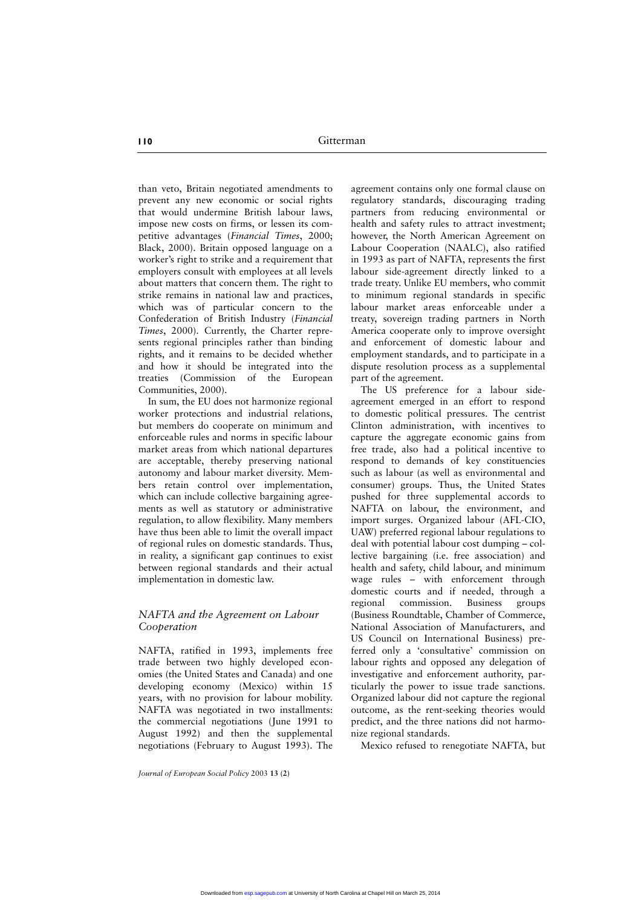than veto, Britain negotiated amendments to prevent any new economic or social rights that would undermine British labour laws, impose new costs on firms, or lessen its competitive advantages (*Financial Times*, 2000; Black, 2000). Britain opposed language on a worker's right to strike and a requirement that employers consult with employees at all levels about matters that concern them. The right to strike remains in national law and practices, which was of particular concern to the Confederation of British Industry (*Financial Times*, 2000). Currently, the Charter represents regional principles rather than binding rights, and it remains to be decided whether and how it should be integrated into the treaties (Commission of the European Communities, 2000).

In sum, the EU does not harmonize regional worker protections and industrial relations, but members do cooperate on minimum and enforceable rules and norms in specific labour market areas from which national departures are acceptable, thereby preserving national autonomy and labour market diversity. Members retain control over implementation, which can include collective bargaining agreements as well as statutory or administrative regulation, to allow flexibility. Many members have thus been able to limit the overall impact of regional rules on domestic standards. Thus, in reality, a significant gap continues to exist between regional standards and their actual implementation in domestic law.

## *NAFTA and the Agreement on Labour Cooperation*

NAFTA, ratified in 1993, implements free trade between two highly developed economies (the United States and Canada) and one developing economy (Mexico) within 15 years, with no provision for labour mobility. NAFTA was negotiated in two installments: the commercial negotiations (June 1991 to August 1992) and then the supplemental negotiations (February to August 1993). The agreement contains only one formal clause on regulatory standards, discouraging trading partners from reducing environmental or health and safety rules to attract investment; however, the North American Agreement on Labour Cooperation (NAALC), also ratified in 1993 as part of NAFTA, represents the first labour side-agreement directly linked to a trade treaty. Unlike EU members, who commit to minimum regional standards in specific labour market areas enforceable under a treaty, sovereign trading partners in North America cooperate only to improve oversight and enforcement of domestic labour and employment standards, and to participate in a dispute resolution process as a supplemental part of the agreement.

The US preference for a labour side-agreement emerged in an effort to respond to domestic political pressures. The centrist Clinton administration, with incentives to capture the aggregate economic gains from free trade, also had a political incentive to respond to demands of key constituencies such as labour (as well as environmental and consumer) groups. Thus, the United States pushed for three supplemental accords to NAFTA on labour, the environment, and import surges. Organized labour (AFL-CIO, UAW) preferred regional labour regulations to deal with potential labour cost dumping – collective bargaining (i.e. free association) and health and safety, child labour, and minimum wage rules – with enforcement through domestic courts and if needed, through a regional commission. Business groups (Business Roundtable, Chamber of Commerce, National Association of Manufacturers, and US Council on International Business) preferred only a 'consultative' commission on labour rights and opposed any delegation of investigative and enforcement authority, particularly the power to issue trade sanctions. Organized labour did not capture the regional outcome, as the rent-seeking theories would predict, and the three nations did not harmonize regional standards.

Mexico refused to renegotiate NAFTA, but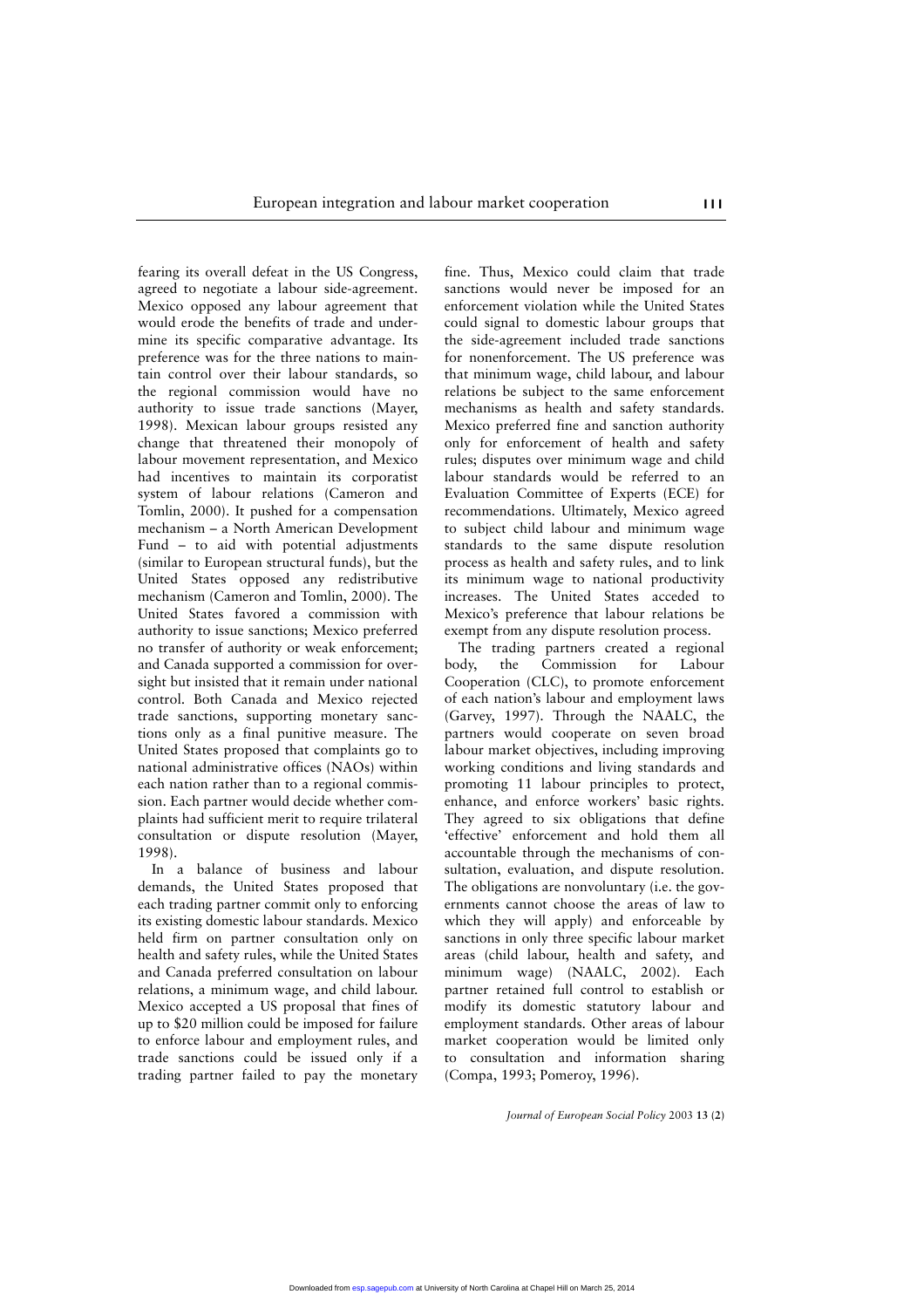fearing its overall defeat in the US Congress, agreed to negotiate a labour side-agreement. Mexico opposed any labour agreement that would erode the benefits of trade and undermine its specific comparative advantage. Its preference was for the three nations to maintain control over their labour standards, so the regional commission would have no authority to issue trade sanctions (Mayer, 1998). Mexican labour groups resisted any change that threatened their monopoly of labour movement representation, and Mexico had incentives to maintain its corporatist system of labour relations (Cameron and Tomlin, 2000). It pushed for a compensation mechanism – a North American Development Fund – to aid with potential adjustments (similar to European structural funds), but the United States opposed any redistributive mechanism (Cameron and Tomlin, 2000). The United States favored a commission with authority to issue sanctions; Mexico preferred no transfer of authority or weak enforcement; and Canada supported a commission for oversight but insisted that it remain under national control. Both Canada and Mexico rejected trade sanctions, supporting monetary sanctions only as a final punitive measure. The United States proposed that complaints go to national administrative offices (NAOs) within each nation rather than to a regional commission. Each partner would decide whether complaints had sufficient merit to require trilateral consultation or dispute resolution (Mayer, 1998).

In a balance of business and labour demands, the United States proposed that each trading partner commit only to enforcing its existing domestic labour standards. Mexico held firm on partner consultation only on health and safety rules, while the United States and Canada preferred consultation on labour relations, a minimum wage, and child labour. Mexico accepted a US proposal that fines of up to $20 million could be imposed for failure to enforce labour and employment rules, and trade sanctions could be issued only if a trading partner failed to pay the monetary fine. Thus, Mexico could claim that trade sanctions would never be imposed for an enforcement violation while the United States could signal to domestic labour groups that the side-agreement included trade sanctions for nonenforcement. The US preference was that minimum wage, child labour, and labour relations be subject to the same enforcement mechanisms as health and safety standards. Mexico preferred fine and sanction authority only for enforcement of health and safety rules; disputes over minimum wage and child labour standards would be referred to an Evaluation Committee of Experts (ECE) for recommendations. Ultimately, Mexico agreed to subject child labour and minimum wage standards to the same dispute resolution process as health and safety rules, and to link its minimum wage to national productivity increases. The United States acceded to Mexico's preference that labour relations be exempt from any dispute resolution process.

The trading partners created a regional body, the Commission for Labour Cooperation (CLC), to promote enforcement of each nation's labour and employment laws (Garvey, 1997). Through the NAALC, the partners would cooperate on seven broad labour market objectives, including improving working conditions and living standards and promoting 11 labour principles to protect, enhance, and enforce workers' basic rights. They agreed to six obligations that define 'effective' enforcement and hold them all accountable through the mechanisms of consultation, evaluation, and dispute resolution. The obligations are nonvoluntary (i.e. the governments cannot choose the areas of law to which they will apply) and enforceable by sanctions in only three specific labour market areas (child labour, health and safety, and minimum wage) (NAALC, 2002). Each partner retained full control to establish or modify its domestic statutory labour and employment standards. Other areas of labour market cooperation would be limited only to consultation and information sharing (Compa, 1993; Pomeroy, 1996).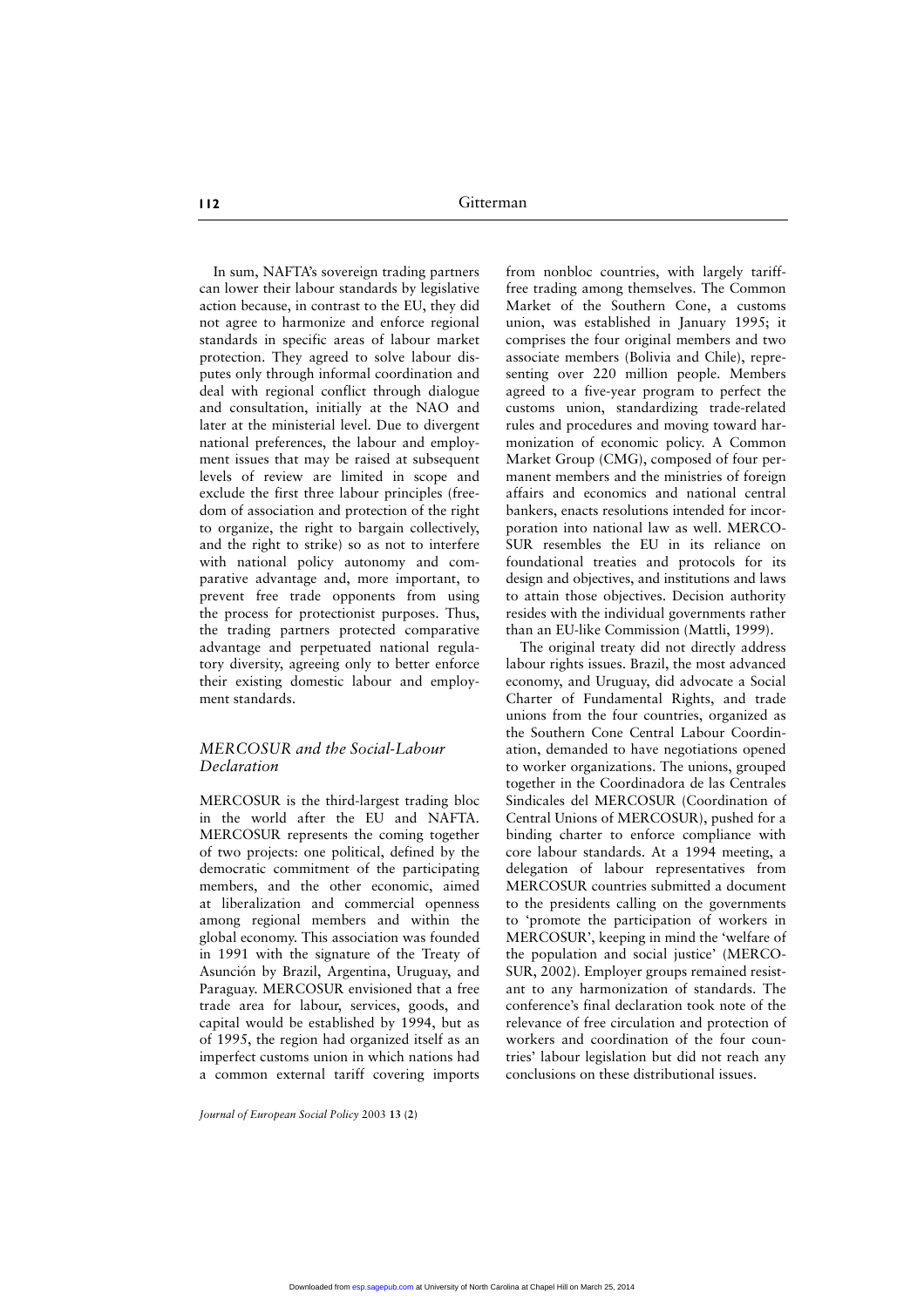In sum, NAFTA's sovereign trading partners can lower their labour standards by legislative action because, in contrast to the EU, they did not agree to harmonize and enforce regional standards in specific areas of labour market protection. They agreed to solve labour disputes only through informal coordination and deal with regional conflict through dialogue and consultation, initially at the NAO and later at the ministerial level. Due to divergent national preferences, the labour and employment issues that may be raised at subsequent levels of review are limited in scope and exclude the first three labour principles (freedom of association and protection of the right to organize, the right to bargain collectively, and the right to strike) so as not to interfere with national policy autonomy and comparative advantage and, more important, to prevent free trade opponents from using the process for protectionist purposes. Thus, the trading partners protected comparative advantage and perpetuated national regulatory diversity, agreeing only to better enforce their existing domestic labour and employment standards.

## *MERCOSUR and the Social-Labour Declaration*

MERCOSUR is the third-largest trading bloc in the world after the EU and NAFTA. MERCOSUR represents the coming together of two projects: one political, defined by the democratic commitment of the participating members, and the other economic, aimed at liberalization and commercial openness among regional members and within the global economy. This association was founded in 1991 with the signature of the Treaty of Asunción by Brazil, Argentina, Uruguay, and Paraguay. MERCOSUR envisioned that a free trade area for labour, services, goods, and capital would be established by 1994, but as of 1995, the region had organized itself as an imperfect customs union in which nations had a common external tariff covering imports from nonbloc countries, with largely tariff-free trading among themselves. The Common Market of the Southern Cone, a customs union, was established in January 1995; it comprises the four original members and two associate members (Bolivia and Chile), representing over 220 million people. Members agreed to a five-year program to perfect the customs union, standardizing trade-related rules and procedures and moving toward harmonization of economic policy. A Common Market Group (CMG), composed of four permanent members and the ministries of foreign affairs and economics and national central bankers, enacts resolutions intended for incorporation into national law as well. MERCOSUR resembles the EU in its reliance on foundational treaties and protocols for its design and objectives, and institutions and laws to attain those objectives. Decision authority resides with the individual governments rather than an EU-like Commission (Mattli, 1999).

The original treaty did not directly address labour rights issues. Brazil, the most advanced economy, and Uruguay, did advocate a Social Charter of Fundamental Rights, and trade unions from the four countries, organized as the Southern Cone Central Labour Coordination, demanded to have negotiations opened to worker organizations. The unions, grouped together in the Coordinadora de las Centrales Sindicales del MERCOSUR (Coordination of Central Unions of MERCOSUR), pushed for a binding charter to enforce compliance with core labour standards. At a 1994 meeting, a delegation of labour representatives from MERCOSUR countries submitted a document to the presidents calling on the governments to 'promote the participation of workers in MERCOSUR', keeping in mind the 'welfare of the population and social justice' (MERCOSUR, 2002). Employer groups remained resistant to any harmonization of standards. The conference's final declaration took note of the relevance of free circulation and protection of workers and coordination of the four countries' labour legislation but did not reach any conclusions on these distributional issues.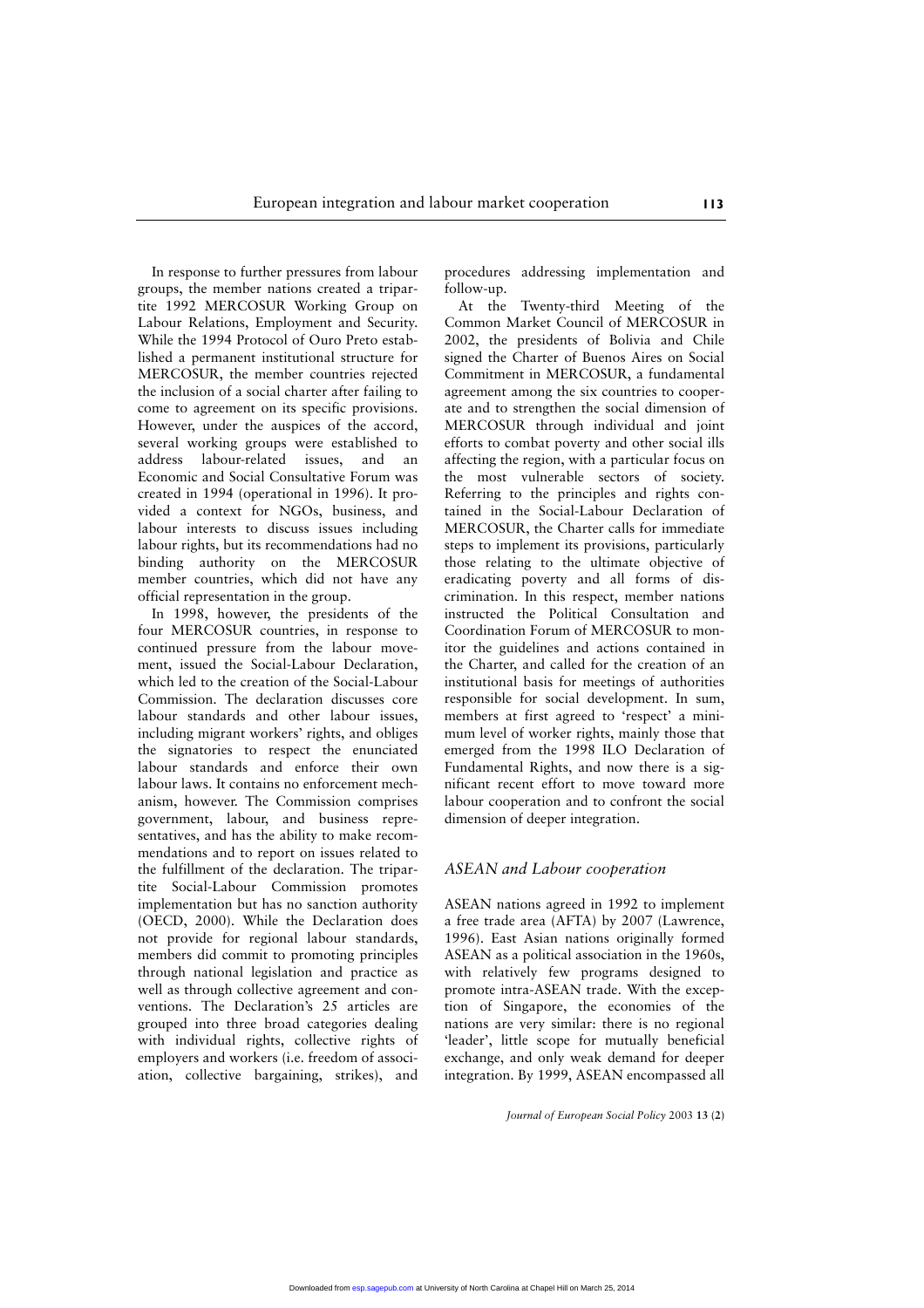In response to further pressures from labour groups, the member nations created a tripartite 1992 MERCOSUR Working Group on Labour Relations, Employment and Security. While the 1994 Protocol of Ouro Preto established a permanent institutional structure for MERCOSUR, the member countries rejected the inclusion of a social charter after failing to come to agreement on its specific provisions. However, under the auspices of the accord, several working groups were established to address labour-related issues, and an Economic and Social Consultative Forum was created in 1994 (operational in 1996). It provided a context for NGOs, business, and labour interests to discuss issues including labour rights, but its recommendations had no binding authority on the MERCOSUR member countries, which did not have any official representation in the group.

In 1998, however, the presidents of the four MERCOSUR countries, in response to continued pressure from the labour movement, issued the Social-Labour Declaration, which led to the creation of the Social-Labour Commission. The declaration discusses core labour standards and other labour issues, including migrant workers' rights, and obliges the signatories to respect the enunciated labour standards and enforce their own labour laws. It contains no enforcement mechanism, however. The Commission comprises government, labour, and business representatives, and has the ability to make recommendations and to report on issues related to the fulfillment of the declaration. The tripartite Social-Labour Commission promotes implementation but has no sanction authority (OECD, 2000). While the Declaration does not provide for regional labour standards, members did commit to promoting principles through national legislation and practice as well as through collective agreement and conventions. The Declaration's 25 articles are grouped into three broad categories dealing with individual rights, collective rights of employers and workers (i.e. freedom of association, collective bargaining, strikes), and procedures addressing implementation and follow-up.

At the Twenty-third Meeting of the Common Market Council of MERCOSUR in 2002, the presidents of Bolivia and Chile signed the Charter of Buenos Aires on Social Commitment in MERCOSUR, a fundamental agreement among the six countries to cooperate and to strengthen the social dimension of MERCOSUR through individual and joint efforts to combat poverty and other social ills affecting the region, with a particular focus on the most vulnerable sectors of society. Referring to the principles and rights contained in the Social-Labour Declaration of MERCOSUR, the Charter calls for immediate steps to implement its provisions, particularly those relating to the ultimate objective of eradicating poverty and all forms of discrimination. In this respect, member nations instructed the Political Consultation and Coordination Forum of MERCOSUR to monitor the guidelines and actions contained in the Charter, and called for the creation of an institutional basis for meetings of authorities responsible for social development. In sum, members at first agreed to 'respect' a minimum level of worker rights, mainly those that emerged from the 1998 ILO Declaration of Fundamental Rights, and now there is a significant recent effort to move toward more labour cooperation and to confront the social dimension of deeper integration.

### *ASEAN and Labour cooperation*

ASEAN nations agreed in 1992 to implement a free trade area (AFTA) by 2007 (Lawrence, 1996). East Asian nations originally formed ASEAN as a political association in the 1960s, with relatively few programs designed to promote intra-ASEAN trade. With the exception of Singapore, the economies of the nations are very similar: there is no regional 'leader', little scope for mutually beneficial exchange, and only weak demand for deeper integration. By 1999, ASEAN encompassed all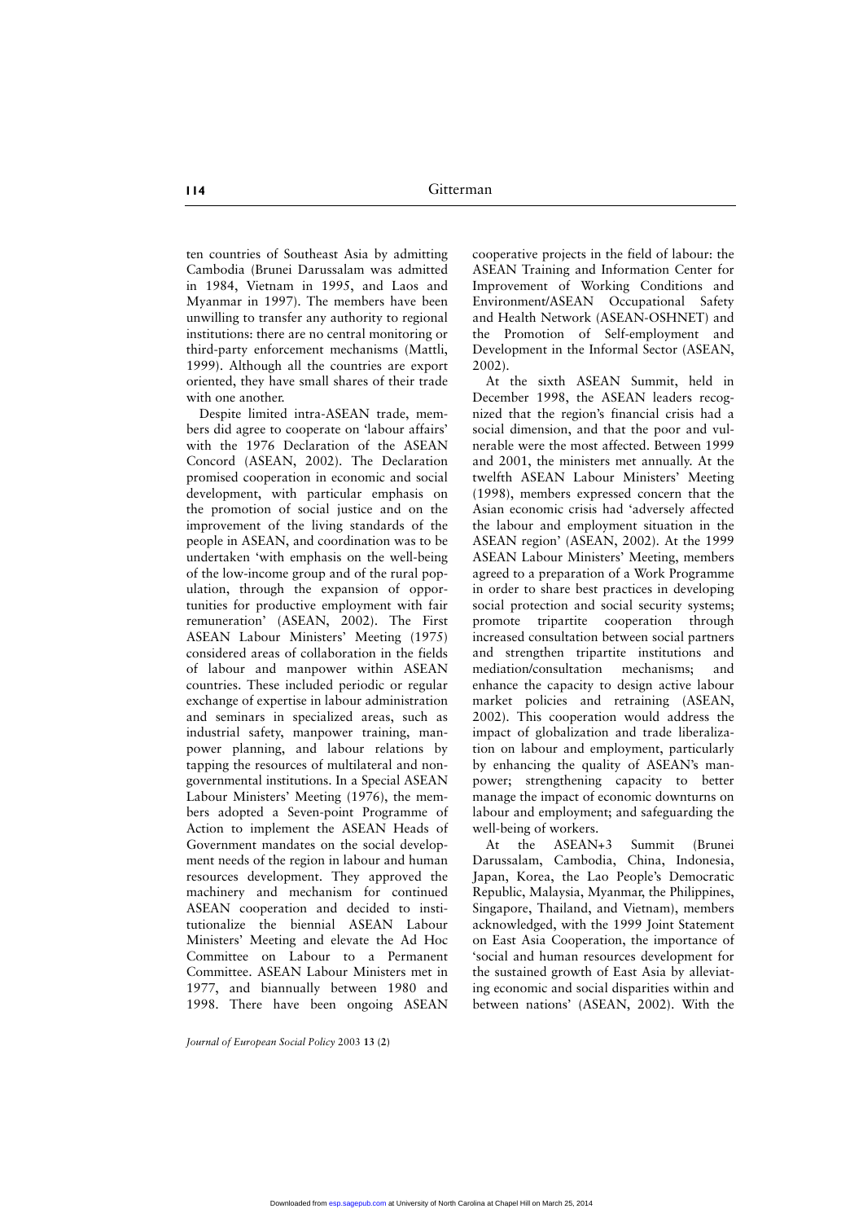ten countries of Southeast Asia by admitting Cambodia (Brunei Darussalam was admitted in 1984, Vietnam in 1995, and Laos and Myanmar in 1997). The members have been unwilling to transfer any authority to regional institutions: there are no central monitoring or third-party enforcement mechanisms (Mattli, 1999). Although all the countries are export oriented, they have small shares of their trade with one another.

Despite limited intra-ASEAN trade, members did agree to cooperate on 'labour affairs' with the 1976 Declaration of the ASEAN Concord (ASEAN, 2002). The Declaration promised cooperation in economic and social development, with particular emphasis on the promotion of social justice and on the improvement of the living standards of the people in ASEAN, and coordination was to be undertaken 'with emphasis on the well-being of the low-income group and of the rural population, through the expansion of opportunities for productive employment with fair remuneration' (ASEAN, 2002). The First ASEAN Labour Ministers' Meeting (1975) considered areas of collaboration in the fields of labour and manpower within ASEAN countries. These included periodic or regular exchange of expertise in labour administration and seminars in specialized areas, such as industrial safety, manpower training, manpower planning, and labour relations by tapping the resources of multilateral and non-governmental institutions. In a Special ASEAN Labour Ministers' Meeting (1976), the members adopted a Seven-point Programme of Action to implement the ASEAN Heads of Government mandates on the social development needs of the region in labour and human resources development. They approved the machinery and mechanism for continued ASEAN cooperation and decided to institutionalize the biennial ASEAN Labour Ministers' Meeting and elevate the Ad Hoc Committee on Labour to a Permanent Committee. ASEAN Labour Ministers met in 1977, and biannually between 1980 and 1998. There have been ongoing ASEAN cooperative projects in the field of labour: the ASEAN Training and Information Center for Improvement of Working Conditions and Environment/ASEAN Occupational Safety and Health Network (ASEAN-OSHNET) and the Promotion of Self-employment and Development in the Informal Sector (ASEAN, 2002).

At the sixth ASEAN Summit, held in December 1998, the ASEAN leaders recognized that the region's financial crisis had a social dimension, and that the poor and vulnerable were the most affected. Between 1999 and 2001, the ministers met annually. At the twelfth ASEAN Labour Ministers' Meeting (1998), members expressed concern that the Asian economic crisis had 'adversely affected the labour and employment situation in the ASEAN region' (ASEAN, 2002). At the 1999 ASEAN Labour Ministers' Meeting, members agreed to a preparation of a Work Programme in order to share best practices in developing social protection and social security systems; promote tripartite cooperation through increased consultation between social partners and strengthen tripartite institutions and mediation/consultation mechanisms; and enhance the capacity to design active labour market policies and retraining (ASEAN, 2002). This cooperation would address the impact of globalization and trade liberalization on labour and employment, particularly by enhancing the quality of ASEAN's manpower; strengthening capacity to better manage the impact of economic downturns on labour and employment; and safeguarding the well-being of workers.

At the ASEAN+3 Summit (Brunei Darussalam, Cambodia, China, Indonesia, Japan, Korea, the Lao People's Democratic Republic, Malaysia, Myanmar, the Philippines, Singapore, Thailand, and Vietnam), members acknowledged, with the 1999 Joint Statement on East Asia Cooperation, the importance of 'social and human resources development for the sustained growth of East Asia by alleviating economic and social disparities within and between nations' (ASEAN, 2002). With the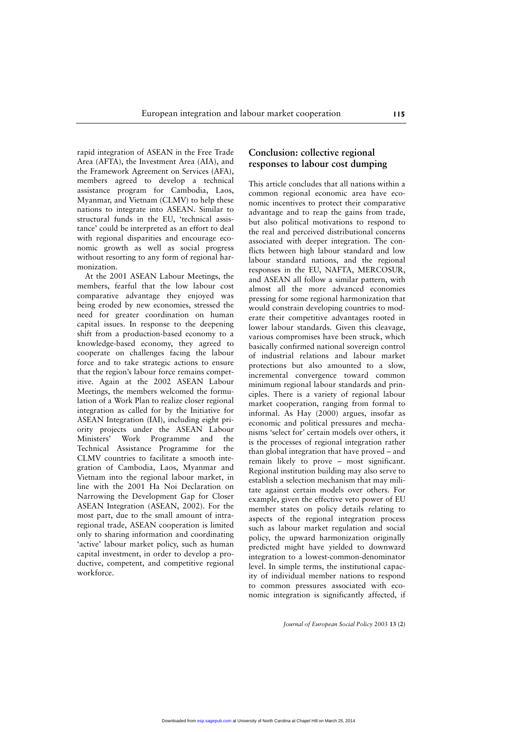rapid integration of ASEAN in the Free Trade Area (AFTA), the Investment Area (AIA), and the Framework Agreement on Services (AFA), members agreed to develop a technical assistance program for Cambodia, Laos, Myanmar, and Vietnam (CLMV) to help these nations to integrate into ASEAN. Similar to structural funds in the EU, 'technical assistance' could be interpreted as an effort to deal with regional disparities and encourage economic growth as well as social progress without resorting to any form of regional harmonization.

At the 2001 ASEAN Labour Meetings, the members, fearful that the low labour cost comparative advantage they enjoyed was being eroded by new economies, stressed the need for greater coordination on human capital issues. In response to the deepening shift from a production-based economy to a knowledge-based economy, they agreed to cooperate on challenges facing the labour force and to take strategic actions to ensure that the region's labour force remains competitive. Again at the 2002 ASEAN Labour Meetings, the members welcomed the formulation of a Work Plan to realize closer regional integration as called for by the Initiative for ASEAN Integration (IAI), including eight priority projects under the ASEAN Labour Ministers' Work Programme and the Technical Assistance Programme for the CLMV countries to facilitate a smooth integration of Cambodia, Laos, Myanmar and Vietnam into the regional labour market, in line with the 2001 Ha Noi Declaration on Narrowing the Development Gap for Closer ASEAN Integration (ASEAN, 2002). For the most part, due to the small amount of intraregional trade, ASEAN cooperation is limited only to sharing information and coordinating 'active' labour market policy, such as human capital investment, in order to develop a productive, competent, and competitive regional workforce.

## Conclusion: collective regional responses to labour cost dumping

This article concludes that all nations within a common regional economic area have economic incentives to protect their comparative advantage and to reap the gains from trade, but also political motivations to respond to the real and perceived distributional concerns associated with deeper integration. The conflicts between high labour standard and low labour standard nations, and the regional responses in the EU, NAFTA, MERCOSUR, and ASEAN all follow a similar pattern, with almost all the more advanced economies pressing for some regional harmonization that would constrain developing countries to moderate their competitive advantages rooted in lower labour standards. Given this cleavage, various compromises have been struck, which basically confirmed national sovereign control of industrial relations and labour market protections but also amounted to a slow, incremental convergence toward common minimum regional labour standards and principles. There is a variety of regional labour market cooperation, ranging from formal to informal. As Hay (2000) argues, insofar as economic and political pressures and mechanisms 'select for' certain models over others, it is the processes of regional integration rather than global integration that have proved – and remain likely to prove – most significant. Regional institution building may also serve to establish a selection mechanism that may militate against certain models over others. For example, given the effective veto power of EU member states on policy details relating to aspects of the regional integration process such as labour market regulation and social policy, the upward harmonization originally predicted might have yielded to downward integration to a lowest-common-denominator level. In simple terms, the institutional capacity of individual member nations to respond to common pressures associated with economic integration is significantly affected, if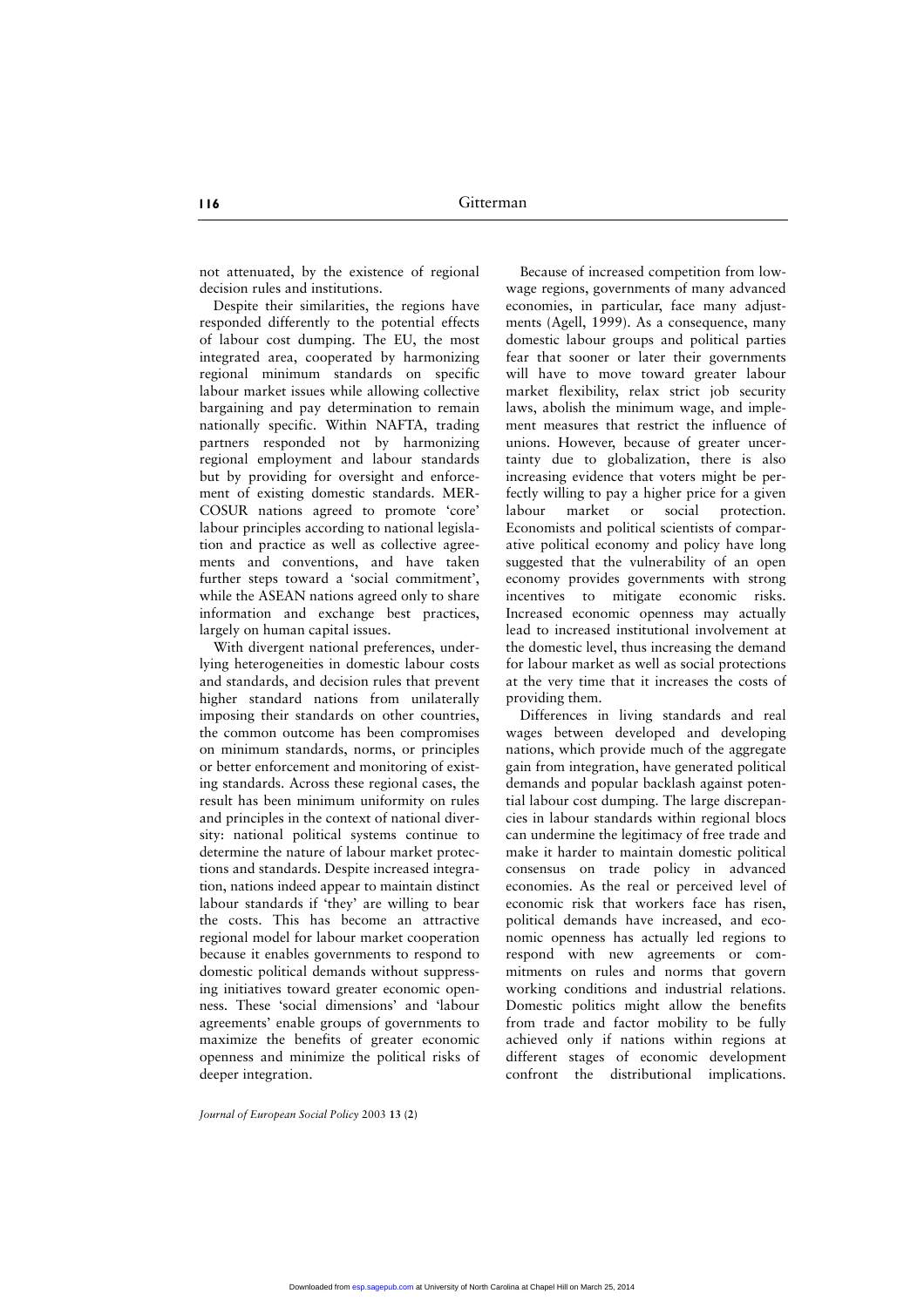not attenuated, by the existence of regional decision rules and institutions.

Despite their similarities, the regions have responded differently to the potential effects of labour cost dumping. The EU, the most integrated area, cooperated by harmonizing regional minimum standards on specific labour market issues while allowing collective bargaining and pay determination to remain nationally specific. Within NAFTA, trading partners responded not by harmonizing regional employment and labour standards but by providing for oversight and enforcement of existing domestic standards. MERCOSUR nations agreed to promote 'core' labour principles according to national legislation and practice as well as collective agreements and conventions, and have taken further steps toward a 'social commitment', while the ASEAN nations agreed only to share information and exchange best practices, largely on human capital issues.

With divergent national preferences, underlying heterogeneities in domestic labour costs and standards, and decision rules that prevent higher standard nations from unilaterally imposing their standards on other countries, the common outcome has been compromises on minimum standards, norms, or principles or better enforcement and monitoring of existing standards. Across these regional cases, the result has been minimum uniformity on rules and principles in the context of national diversity: national political systems continue to determine the nature of labour market protections and standards. Despite increased integration, nations indeed appear to maintain distinct labour standards if 'they' are willing to bear the costs. This has become an attractive regional model for labour market cooperation because it enables governments to respond to domestic political demands without suppressing initiatives toward greater economic openness. These 'social dimensions' and 'labour agreements' enable groups of governments to maximize the benefits of greater economic openness and minimize the political risks of deeper integration.

Because of increased competition from low-wage regions, governments of many advanced economies, in particular, face many adjustments (Agell, 1999). As a consequence, many domestic labour groups and political parties fear that sooner or later their governments will have to move toward greater labour market flexibility, relax strict job security laws, abolish the minimum wage, and implement measures that restrict the influence of unions. However, because of greater uncertainty due to globalization, there is also increasing evidence that voters might be perfectly willing to pay a higher price for a given labour market or social protection. Economists and political scientists of comparative political economy and policy have long suggested that the vulnerability of an open economy provides governments with strong incentives to mitigate economic risks. Increased economic openness may actually lead to increased institutional involvement at the domestic level, thus increasing the demand for labour market as well as social protections at the very time that it increases the costs of providing them.

Differences in living standards and real wages between developed and developing nations, which provide much of the aggregate gain from integration, have generated political demands and popular backlash against potential labour cost dumping. The large discrepancies in labour standards within regional blocs can undermine the legitimacy of free trade and make it harder to maintain domestic political consensus on trade policy in advanced economies. As the real or perceived level of economic risk that workers face has risen, political demands have increased, and economic openness has actually led regions to respond with new agreements or commitments on rules and norms that govern working conditions and industrial relations. Domestic politics might allow the benefits from trade and factor mobility to be fully achieved only if nations within regions at different stages of economic development confront the distributional implications.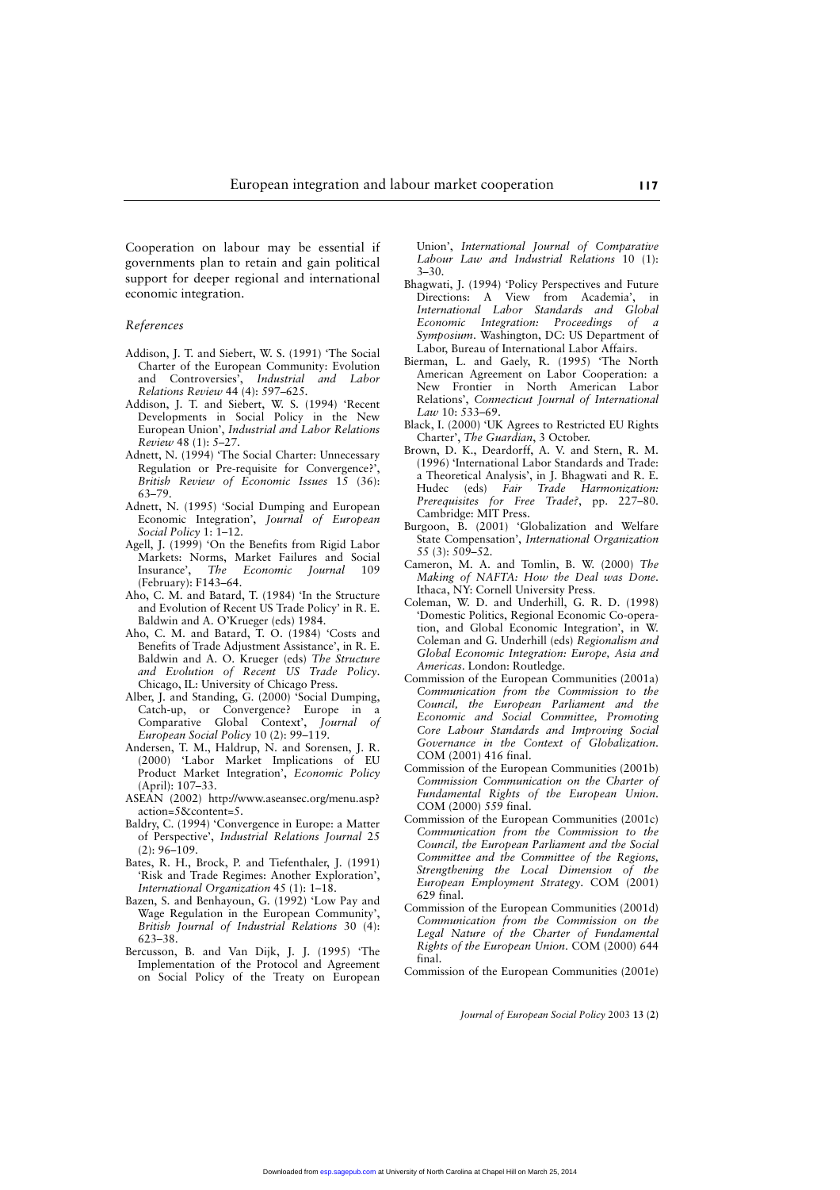Cooperation on labour may be essential if governments plan to retain and gain political support for deeper regional and international economic integration.

*References*

Addison, J. T. and Siebert, W. S. (1991) 'The Social Charter of the European Community: Evolution and Controversies', *Industrial and Labor Relations Review* 44 (4): 597–625.

Addison, J. T. and Siebert, W. S. (1994) 'Recent Developments in Social Policy in the New European Union', *Industrial and Labor Relations Review* 48 (1): 5–27.

Adnett, N. (1994) 'The Social Charter: Unnecessary Regulation or Pre-requisite for Convergence?', *British Review of Economic Issues* 15 (36): 63–79.

Adnett, N. (1995) 'Social Dumping and European Economic Integration', *Journal of European Social Policy* 1: 1–12.

Agell, J. (1999) 'On the Benefits from Rigid Labor Markets: Norms, Market Failures and Social Insurance', *The Economic Journal* 109 (February): F143–64.

Aho, C. M. and Batard, T. (1984) 'In the Structure and Evolution of Recent US Trade Policy' in R. E. Baldwin and A. O'Krueger (eds) 1984.

Aho, C. M. and Batard, T. O. (1984) 'Costs and Benefits of Trade Adjustment Assistance', in R. E. Baldwin and A. O. Krueger (eds) *The Structure and Evolution of Recent US Trade Policy*. Chicago, IL: University of Chicago Press.

Alber, J. and Standing, G. (2000) 'Social Dumping, Catch-up, or Convergence? Europe in a Comparative Global Context', *Journal of European Social Policy* 10 (2): 99–119.

Andersen, T. M., Haldrup, N. and Sorensen, J. R. (2000) 'Labor Market Implications of EU Product Market Integration', *Economic Policy* (April): 107–33.

ASEAN (2002) http://www.aseansec.org/menu.asp?action=5&content=5.

Baldry, C. (1994) 'Convergence in Europe: a Matter of Perspective', *Industrial Relations Journal* 25 (2): 96–109.

Bates, R. H., Brock, P. and Tiefenthaler, J. (1991) 'Risk and Trade Regimes: Another Exploration', *International Organization* 45 (1): 1–18.

Bazen, S. and Benhayoun, G. (1992) 'Low Pay and Wage Regulation in the European Community', *British Journal of Industrial Relations* 30 (4): 623–38.

Bercusson, B. and Van Dijk, J. J. (1995) 'The Implementation of the Protocol and Agreement on Social Policy of the Treaty on European Union', *International Journal of Comparative Labour Law and Industrial Relations* 10 (1): 3–30.

Bhagwati, J. (1994) 'Policy Perspectives and Future Directions: A View from Academia', in *International Labor Standards and Global Economic Integration: Proceedings of a Symposium*. Washington, DC: US Department of Labor, Bureau of International Labor Affairs.

Bierman, L. and Gaely, R. (1995) 'The North American Agreement on Labor Cooperation: a New Frontier in North American Labor Relations', *Connecticut Journal of International Law* 10: 533–69.

Black, I. (2000) 'UK Agrees to Restricted EU Rights Charter', *The Guardian*, 3 October.

Brown, D. K., Deardorff, A. V. and Stern, R. M. (1996) 'International Labor Standards and Trade: a Theoretical Analysis', in J. Bhagwati and R. E. Hudec (eds) *Fair Trade Harmonization: Prerequisites for Free Trade?*, pp. 227–80. Cambridge: MIT Press.

Burgoon, B. (2001) 'Globalization and Welfare State Compensation', *International Organization* 55 (3): 509–52.

Cameron, M. A. and Tomlin, B. W. (2000) *The Making of NAFTA: How the Deal was Done*. Ithaca, NY: Cornell University Press.

Coleman, W. D. and Underhill, G. R. D. (1998) 'Domestic Politics, Regional Economic Co-operation, and Global Economic Integration', in W. Coleman and G. Underhill (eds) *Regionalism and Global Economic Integration: Europe, Asia and Americas*. London: Routledge.

Commission of the European Communities (2001a) *Communication from the Commission to the Council, the European Parliament and the Economic and Social Committee, Promoting Core Labour Standards and Improving Social Governance in the Context of Globalization*. COM (2001) 416 final.

Commission of the European Communities (2001b) *Commission Communication on the Charter of Fundamental Rights of the European Union*. COM (2000) 559 final.

Commission of the European Communities (2001c) *Communication from the Commission to the Council, the European Parliament and the Social Committee and the Committee of the Regions, Strengthening the Local Dimension of the European Employment Strategy*. COM (2001) 629 final.

Commission of the European Communities (2001d) *Communication from the Commission on the Legal Nature of the Charter of Fundamental Rights of the European Union*. COM (2000) 644 final.

Commission of the European Communities (2001e)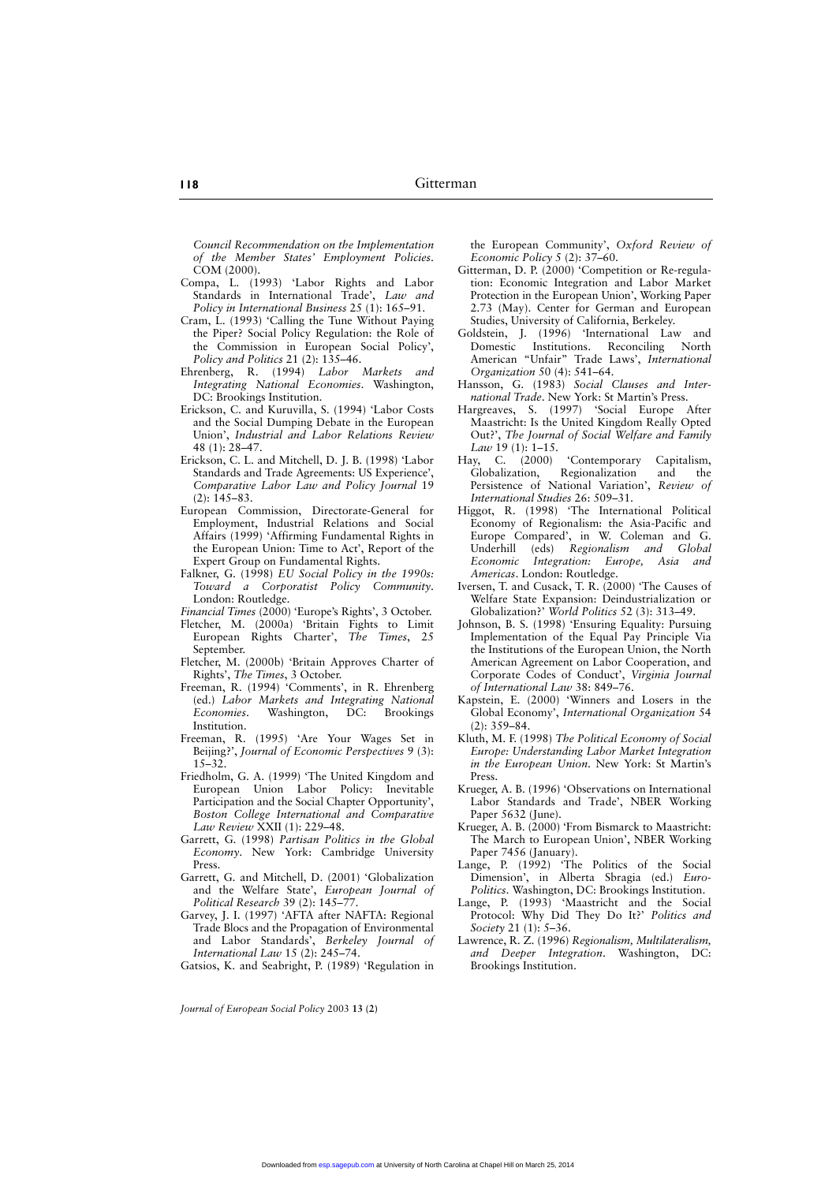*Council Recommendation on the Implementation of the Member States' Employment Policies*. COM (2000).

Compa, L. (1993) 'Labor Rights and Labor Standards in International Trade', *Law and Policy in International Business* 25 (1): 165–91.

Cram, L. (1993) 'Calling the Tune Without Paying the Piper? Social Policy Regulation: the Role of the Commission in European Social Policy', *Policy and Politics* 21 (2): 135–46.

Ehrenberg, R. (1994) *Labor Markets and Integrating National Economies*. Washington, DC: Brookings Institution.

Erickson, C. and Kuruvilla, S. (1994) 'Labor Costs and the Social Dumping Debate in the European Union', *Industrial and Labor Relations Review* 48 (1): 28–47.

Erickson, C. L. and Mitchell, D. J. B. (1998) 'Labor Standards and Trade Agreements: US Experience', *Comparative Labor Law and Policy Journal* 19 (2): 145–83.

European Commission, Directorate-General for Employment, Industrial Relations and Social Affairs (1999) 'Affirming Fundamental Rights in the European Union: Time to Act', Report of the Expert Group on Fundamental Rights.

Falkner, G. (1998) *EU Social Policy in the 1990s: Toward a Corporatist Policy Community*. London: Routledge.

*Financial Times* (2000) 'Europe's Rights', 3 October.

Fletcher, M. (2000a) 'Britain Fights to Limit European Rights Charter', *The Times*, 25 September.

Fletcher, M. (2000b) 'Britain Approves Charter of Rights', *The Times*, 3 October.

Freeman, R. (1994) 'Comments', in R. Ehrenberg (ed.) *Labor Markets and Integrating National Economies*. Washington, DC: Brookings Institution.

Freeman, R. (1995) 'Are Your Wages Set in Beijing?', *Journal of Economic Perspectives* 9 (3): 15–32.

Friedholm, G. A. (1999) 'The United Kingdom and European Union Labor Policy: Inevitable Participation and the Social Chapter Opportunity', *Boston College International and Comparative Law Review* XXII (1): 229–48.

Garrett, G. (1998) *Partisan Politics in the Global Economy*. New York: Cambridge University Press.

Garrett, G. and Mitchell, D. (2001) 'Globalization and the Welfare State', *European Journal of Political Research* 39 (2): 145–77.

Garvey, J. I. (1997) 'AFTA after NAFTA: Regional Trade Blocs and the Propagation of Environmental and Labor Standards', *Berkeley Journal of International Law* 15 (2): 245–74.

Gatsios, K. and Seabright, P. (1989) 'Regulation in the European Community', *Oxford Review of Economic Policy* 5 (2): 37–60.

Gitterman, D. P. (2000) 'Competition or Re-regulation: Economic Integration and Labor Market Protection in the European Union', Working Paper 2.73 (May). Center for German and European Studies, University of California, Berkeley.

Goldstein, J. (1996) 'International Law and Domestic Institutions. Reconciling North American "Unfair" Trade Laws', *International Organization* 50 (4): 541–64.

Hansson, G. (1983) *Social Clauses and International Trade*. New York: St Martin's Press.

Hargreaves, S. (1997) 'Social Europe After Maastricht: Is the United Kingdom Really Opted Out?', *The Journal of Social Welfare and Family Law* 19 (1): 1–15.

Hay, C. (2000) 'Contemporary Capitalism, Globalization, Regionalization and the Persistence of National Variation', *Review of International Studies* 26: 509–31.

Higgot, R. (1998) 'The International Political Economy of Regionalism: the Asia-Pacific and Europe Compared', in W. Coleman and G. Underhill (eds) *Regionalism and Global Economic Integration: Europe, Asia and Americas*. London: Routledge.

Iversen, T. and Cusack, T. R. (2000) 'The Causes of Welfare State Expansion: Deindustrialization or Globalization?' *World Politics* 52 (3): 313–49.

Johnson, B. S. (1998) 'Ensuring Equality: Pursuing Implementation of the Equal Pay Principle Via the Institutions of the European Union, the North American Agreement on Labor Cooperation, and Corporate Codes of Conduct', *Virginia Journal of International Law* 38: 849–76.

Kapstein, E. (2000) 'Winners and Losers in the Global Economy', *International Organization* 54 (2): 359–84.

Kluth, M. F. (1998) *The Political Economy of Social Europe: Understanding Labor Market Integration in the European Union*. New York: St Martin's Press.

Krueger, A. B. (1996) 'Observations on International Labor Standards and Trade', NBER Working Paper 5632 (June).

Krueger, A. B. (2000) 'From Bismarck to Maastricht: The March to European Union', NBER Working Paper 7456 (January).

Lange, P. (1992) 'The Politics of the Social Dimension', in Alberta Sbragia (ed.) *Euro-Politics*. Washington, DC: Brookings Institution.

Lange, P. (1993) 'Maastricht and the Social Protocol: Why Did They Do It?' *Politics and Society* 21 (1): 5–36.

Lawrence, R. Z. (1996) *Regionalism, Multilateralism, and Deeper Integration*. Washington, DC: Brookings Institution.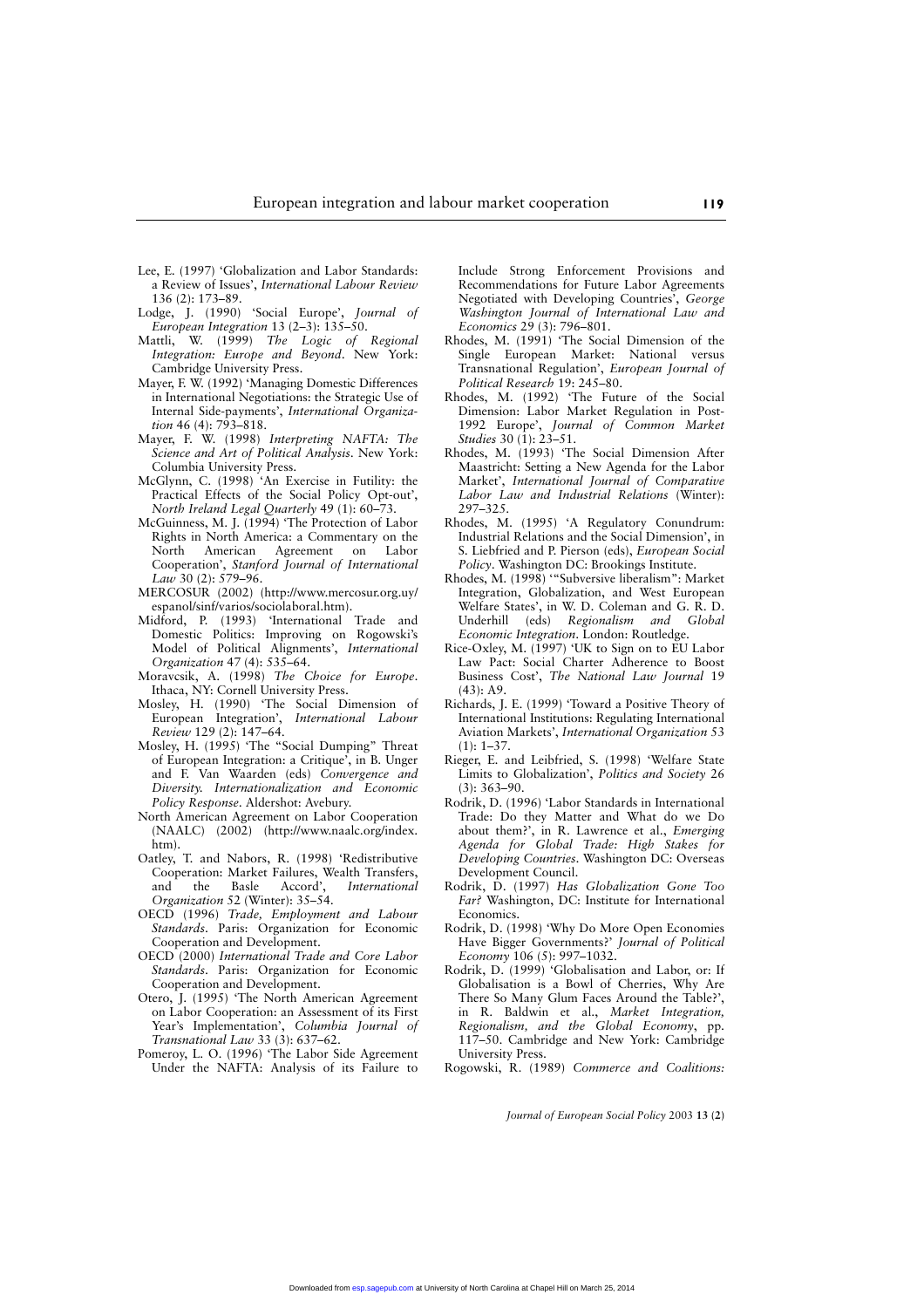Lee, E. (1997) 'Globalization and Labor Standards: a Review of Issues', *International Labour Review* 136 (2): 173–89.

Lodge, J. (1990) 'Social Europe', *Journal of European Integration* 13 (2–3): 135–50.

Mattli, W. (1999) *The Logic of Regional Integration: Europe and Beyond*. New York: Cambridge University Press.

Mayer, F. W. (1992) 'Managing Domestic Differences in International Negotiations: the Strategic Use of Internal Side-payments', *International Organization* 46 (4): 793–818.

Mayer, F. W. (1998) *Interpreting NAFTA: The Science and Art of Political Analysis*. New York: Columbia University Press.

McGlynn, C. (1998) 'An Exercise in Futility: the Practical Effects of the Social Policy Opt-out', *North Ireland Legal Quarterly* 49 (1): 60–73.

McGuinness, M. J. (1994) 'The Protection of Labor Rights in North America: a Commentary on the North American Agreement on Labor Cooperation', *Stanford Journal of International Law* 30 (2): 579–96.

MERCOSUR (2002) (http://www.mercosur.org.uy/espanol/sinf/varios/sociolaboral.htm).

Midford, P. (1993) 'International Trade and Domestic Politics: Improving on Rogowski's Model of Political Alignments', *International Organization* 47 (4): 535–64.

Moravcsik, A. (1998) *The Choice for Europe*. Ithaca, NY: Cornell University Press.

Mosley, H. (1990) 'The Social Dimension of European Integration', *International Labour Review* 129 (2): 147–64.

Mosley, H. (1995) 'The "Social Dumping" Threat of European Integration: a Critique', in B. Unger and F. Van Waarden (eds) *Convergence and Diversity. Internationalization and Economic Policy Response*. Aldershot: Avebury.

North American Agreement on Labor Cooperation (NAALC) (2002) (http://www.naalc.org/index.htm).

Oatley, T. and Nabors, R. (1998) 'Redistributive Cooperation: Market Failures, Wealth Transfers, and the Basle Accord', *International Organization* 52 (Winter): 35–54.

OECD (1996) *Trade, Employment and Labour Standards*. Paris: Organization for Economic Cooperation and Development.

OECD (2000) *International Trade and Core Labor Standards*. Paris: Organization for Economic Cooperation and Development.

Otero, J. (1995) 'The North American Agreement on Labor Cooperation: an Assessment of its First Year's Implementation', *Columbia Journal of Transnational Law* 33 (3): 637–62.

Pomeroy, L. O. (1996) 'The Labor Side Agreement Under the NAFTA: Analysis of its Failure to Include Strong Enforcement Provisions and Recommendations for Future Labor Agreements Negotiated with Developing Countries', *George Washington Journal of International Law and Economics* 29 (3): 796–801.

Rhodes, M. (1991) 'The Social Dimension of the Single European Market: National versus Transnational Regulation', *European Journal of Political Research* 19: 245–80.

Rhodes, M. (1992) 'The Future of the Social Dimension: Labor Market Regulation in Post-1992 Europe', *Journal of Common Market Studies* 30 (1): 23–51.

Rhodes, M. (1993) 'The Social Dimension After Maastricht: Setting a New Agenda for the Labor Market', *International Journal of Comparative Labor Law and Industrial Relations* (Winter): 297–325.

Rhodes, M. (1995) 'A Regulatory Conundrum: Industrial Relations and the Social Dimension', in S. Liebfried and P. Pierson (eds), *European Social Policy*. Washington DC: Brookings Institute.

Rhodes, M. (1998) '"Subversive liberalism": Market Integration, Globalization, and West European Welfare States', in W. D. Coleman and G. R. D. Underhill (eds) *Regionalism and Global Economic Integration*. London: Routledge.

Rice-Oxley, M. (1997) 'UK to Sign on to EU Labor Law Pact: Social Charter Adherence to Boost Business Cost', *The National Law Journal* 19 (43): A9.

Richards, J. E. (1999) 'Toward a Positive Theory of International Institutions: Regulating International Aviation Markets', *International Organization* 53 (1): 1–37.

Rieger, E. and Leibfried, S. (1998) 'Welfare State Limits to Globalization', *Politics and Society* 26 (3): 363–90.

Rodrik, D. (1996) 'Labor Standards in International Trade: Do they Matter and What do we Do about them?', in R. Lawrence et al., *Emerging Agenda for Global Trade: High Stakes for Developing Countries*. Washington DC: Overseas Development Council.

Rodrik, D. (1997) *Has Globalization Gone Too Far?* Washington, DC: Institute for International Economics.

Rodrik, D. (1998) 'Why Do More Open Economies Have Bigger Governments?' *Journal of Political Economy* 106 (5): 997–1032.

Rodrik, D. (1999) 'Globalisation and Labor, or: If Globalisation is a Bowl of Cherries, Why Are There So Many Glum Faces Around the Table?', in R. Baldwin et al., *Market Integration, Regionalism, and the Global Economy*, pp. 117–50. Cambridge and New York: Cambridge University Press.

Rogowski, R. (1989) *Commerce and Coalitions:*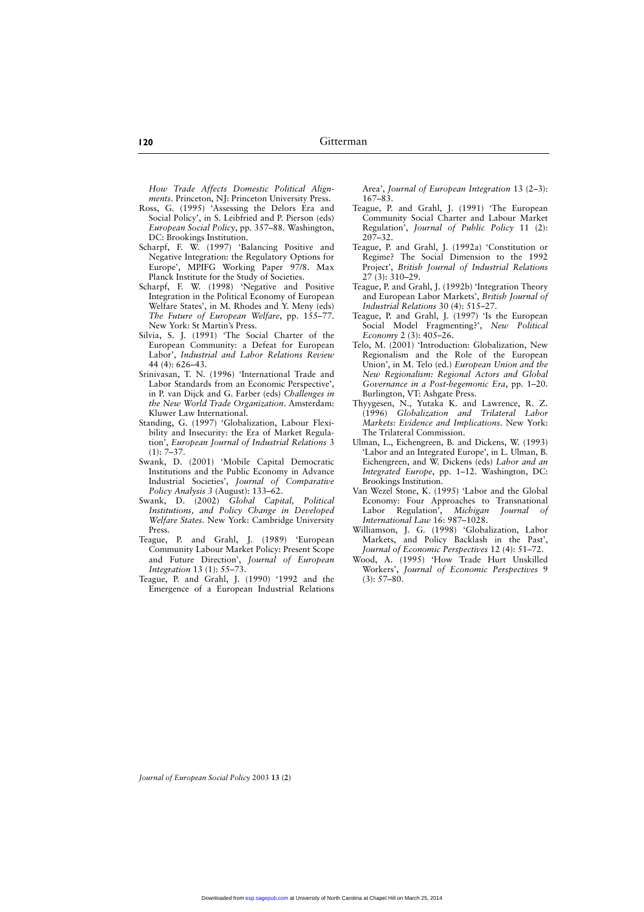*How Trade Affects Domestic Political Alignments*. Princeton, NJ: Princeton University Press.

Ross, G. (1995) 'Assessing the Delors Era and Social Policy', in S. Leibfried and P. Pierson (eds) *European Social Policy*, pp. 357–88. Washington, DC: Brookings Institution.

Scharpf, F. W. (1997) 'Balancing Positive and Negative Integration: the Regulatory Options for Europe', MPIFG Working Paper 97/8. Max Planck Institute for the Study of Societies.

Scharpf, F. W. (1998) 'Negative and Positive Integration in the Political Economy of European Welfare States', in M. Rhodes and Y. Meny (eds) *The Future of European Welfare*, pp. 155–77. New York: St Martin's Press.

Silvia, S. J. (1991) 'The Social Charter of the European Community: a Defeat for European Labor', *Industrial and Labor Relations Review* 44 (4): 626–43.

Srinivasan, T. N. (1996) 'International Trade and Labor Standards from an Economic Perspective', in P. van Dijck and G. Farber (eds) *Challenges in the New World Trade Organization*. Amsterdam: Kluwer Law International.

Standing, G. (1997) 'Globalization, Labour Flexibility and Insecurity: the Era of Market Regulation', *European Journal of Industrial Relations* 3 (1): 7–37.

Swank, D. (2001) 'Mobile Capital Democratic Institutions and the Public Economy in Advance Industrial Societies', *Journal of Comparative Policy Analysis* 3 (August): 133–62.

Swank, D. (2002) *Global Capital, Political Institutions, and Policy Change in Developed Welfare States*. New York: Cambridge University Press.

Teague, P. and Grahl, J. (1989) 'European Community Labour Market Policy: Present Scope and Future Direction', *Journal of European Integration* 13 (1): 55–73.

Teague, P. and Grahl, J. (1990) '1992 and the Emergence of a European Industrial Relations Area', *Journal of European Integration* 13 (2–3): 167–83.

Teague, P. and Grahl, J. (1991) 'The European Community Social Charter and Labour Market Regulation', *Journal of Public Policy* 11 (2): 207–32.

Teague, P. and Grahl, J. (1992a) 'Constitution or Regime? The Social Dimension to the 1992 Project', *British Journal of Industrial Relations* 27 (3): 310–29.

Teague, P. and Grahl, J. (1992b) 'Integration Theory and European Labor Markets', *British Journal of Industrial Relations* 30 (4): 515–27.

Teague, P. and Grahl, J. (1997) 'Is the European Social Model Fragmenting?', *New Political Economy* 2 (3): 405–26.

Telo, M. (2001) 'Introduction: Globalization, New Regionalism and the Role of the European Union', in M. Telo (ed.) *European Union and the New Regionalism: Regional Actors and Global Governance in a Post-hegemonic Era*, pp. 1–20. Burlington, VT: Ashgate Press.

Thyygesen, N., Yutaka K. and Lawrence, R. Z. (1996) *Globalization and Trilateral Labor Markets: Evidence and Implications*. New York: The Trilateral Commission.

Ulman, L., Eichengreen, B. and Dickens, W. (1993) 'Labor and an Integrated Europe', in L. Ulman, B. Eichengreen, and W. Dickens (eds) *Labor and an Integrated Europe*, pp. 1–12. Washington, DC: Brookings Institution.

Van Wezel Stone, K. (1995) 'Labor and the Global Economy: Four Approaches to Transnational Labor Regulation', *Michigan Journal of International Law* 16: 987–1028.

Williamson, J. G. (1998) 'Globalization, Labor Markets, and Policy Backlash in the Past', *Journal of Economic Perspectives* 12 (4): 51–72.

Wood, A. (1995) 'How Trade Hurt Unskilled Workers', *Journal of Economic Perspectives* 9 (3): 57–80.